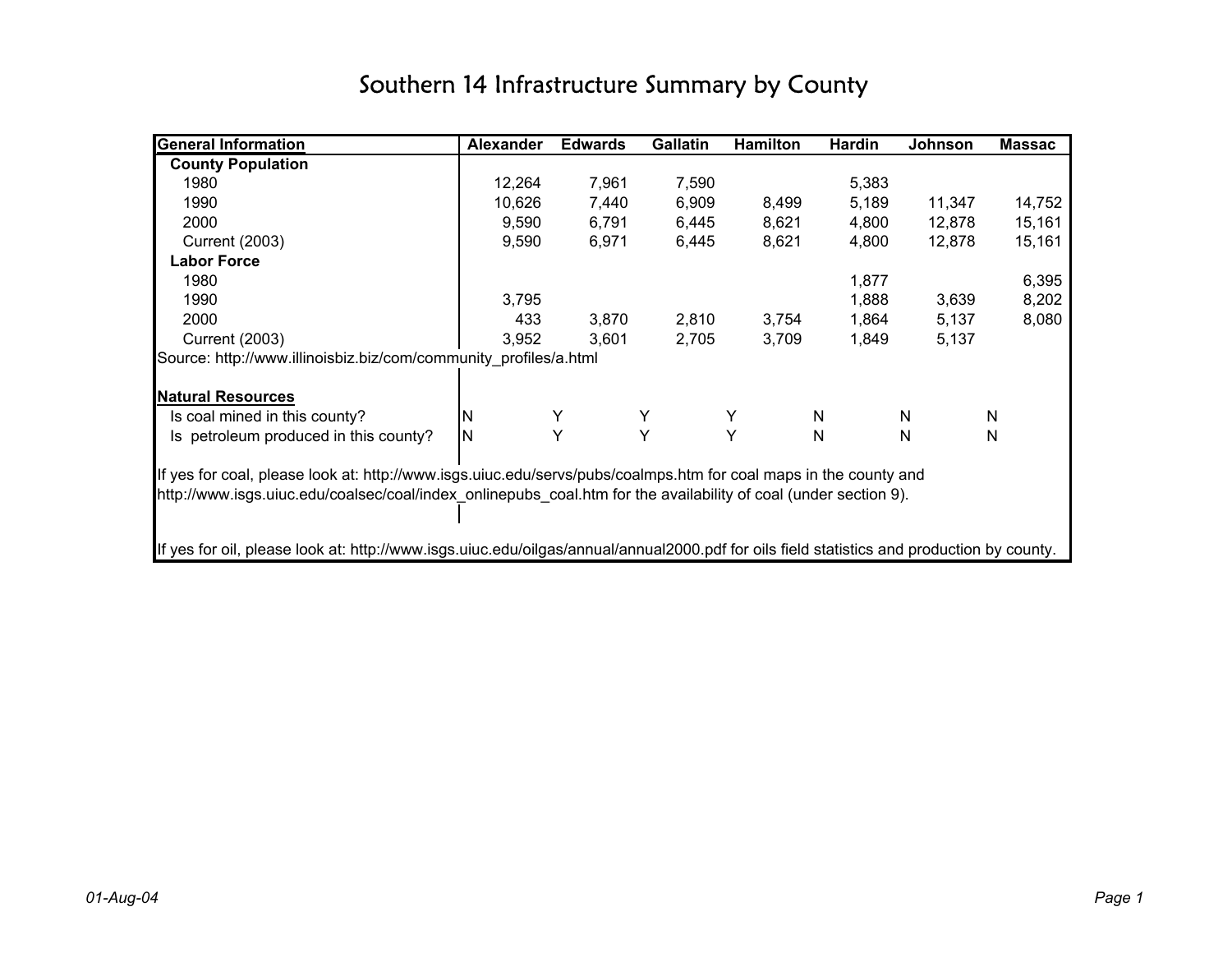# Southern 14 Infrastructure Summary by County

| General Information | Alexander | Edwards | Gallatin | Hamilton | Hardin | Johnson | Massac |
|---|---|---|---|---|---|---|---|
| **County Population** | | | | | | | |
| 1980 | 12,264 | 7,961 | 7,590 | | 5,383 | | |
| 1990 | 10,626 | 7,440 | 6,909 | 8,499 | 5,189 | 11,347 | 14,752 |
| 2000 | 9,590 | 6,791 | 6,445 | 8,621 | 4,800 | 12,878 | 15,161 |
| Current (2003) | 9,590 | 6,971 | 6,445 | 8,621 | 4,800 | 12,878 | 15,161 |
| **Labor Force** | | | | | | | |
| 1980 | | | | | 1,877 | | 6,395 |
| 1990 | 3,795 | | | | 1,888 | 3,639 | 8,202 |
| 2000 | 433 | 3,870 | 2,810 | 3,754 | 1,864 | 5,137 | 8,080 |
| Current (2003) | 3,952 | 3,601 | 2,705 | 3,709 | 1,849 | 5,137 | |

Source: http://www.illinoisbiz.biz/com/community_profiles/a.html

| Natural Resources | Alexander | Edwards | Gallatin | Hamilton | Hardin | Johnson | Massac |
|---|---|---|---|---|---|---|---|
| Is coal mined in this county? | N | Y | Y | Y | N | N | N |
| Is petroleum produced in this county? | N | Y | Y | Y | N | N | N |

If yes for coal, please look at: http://www.isgs.uiuc.edu/servs/pubs/coalmps.htm for coal maps in the county and http://www.isgs.uiuc.edu/coalsec/coal/index_onlinepubs_coal.htm for the availability of coal (under section 9).

If yes for oil, please look at: http://www.isgs.uiuc.edu/oilgas/annual/annual2000.pdf for oils field statistics and production by county.

01-Aug-04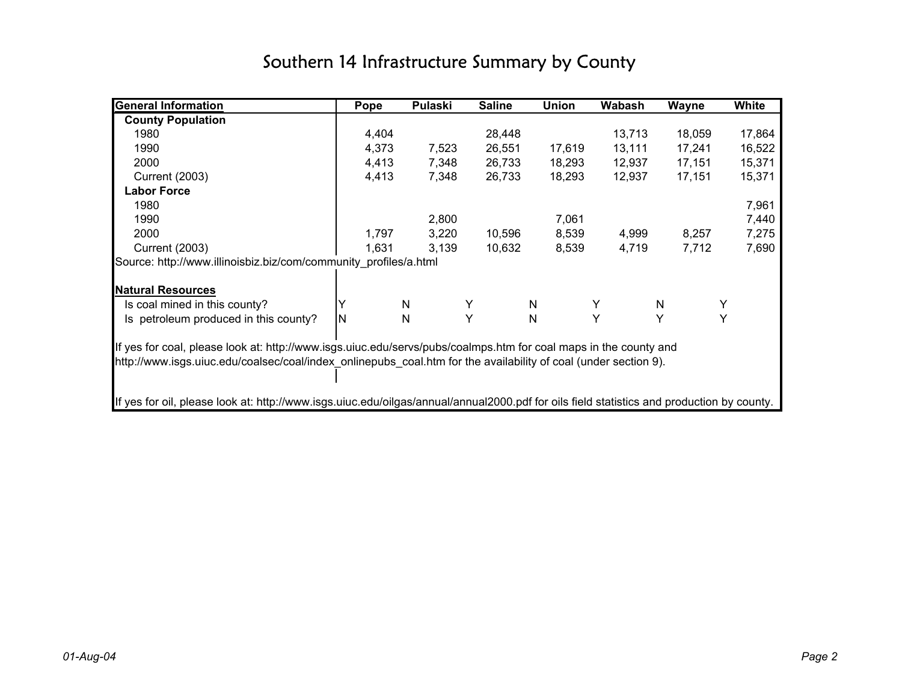// Southern 14 Infrastructure Summary by County

# Southern 14 Infrastructure Summary by County

| General Information | Pope | Pulaski | Saline | Union | Wabash | Wayne | White |
|---|---|---|---|---|---|---|---|
| **County Population** | | | | | | | |
| 1980 | 4,404 | | 28,448 | | 13,713 | 18,059 | 17,864 |
| 1990 | 4,373 | 7,523 | 26,551 | 17,619 | 13,111 | 17,241 | 16,522 |
| 2000 | 4,413 | 7,348 | 26,733 | 18,293 | 12,937 | 17,151 | 15,371 |
| Current (2003) | 4,413 | 7,348 | 26,733 | 18,293 | 12,937 | 17,151 | 15,371 |
| **Labor Force** | | | | | | | |
| 1980 | | | | | | | 7,961 |
| 1990 | | 2,800 | | 7,061 | | | 7,440 |
| 2000 | 1,797 | 3,220 | 10,596 | 8,539 | 4,999 | 8,257 | 7,275 |
| Current (2003) | 1,631 | 3,139 | 10,632 | 8,539 | 4,719 | 7,712 | 7,690 |

Source: http://www.illinoisbiz.biz/com/community_profiles/a.html

| Natural Resources | Pope | Pulaski | Saline | Union | Wabash | Wayne | White |
|---|---|---|---|---|---|---|---|
| Is coal mined in this county? | Y | N | Y | N | Y | N | Y |
| Is petroleum produced in this county? | N | N | Y | N | Y | Y | Y |

If yes for coal, please look at: http://www.isgs.uiuc.edu/servs/pubs/coalmps.htm for coal maps in the county and http://www.isgs.uiuc.edu/coalsec/coal/index_onlinepubs_coal.htm for the availability of coal (under section 9).

If yes for oil, please look at: http://www.isgs.uiuc.edu/oilgas/annual/annual2000.pdf for oils field statistics and production by county.

01-Aug-04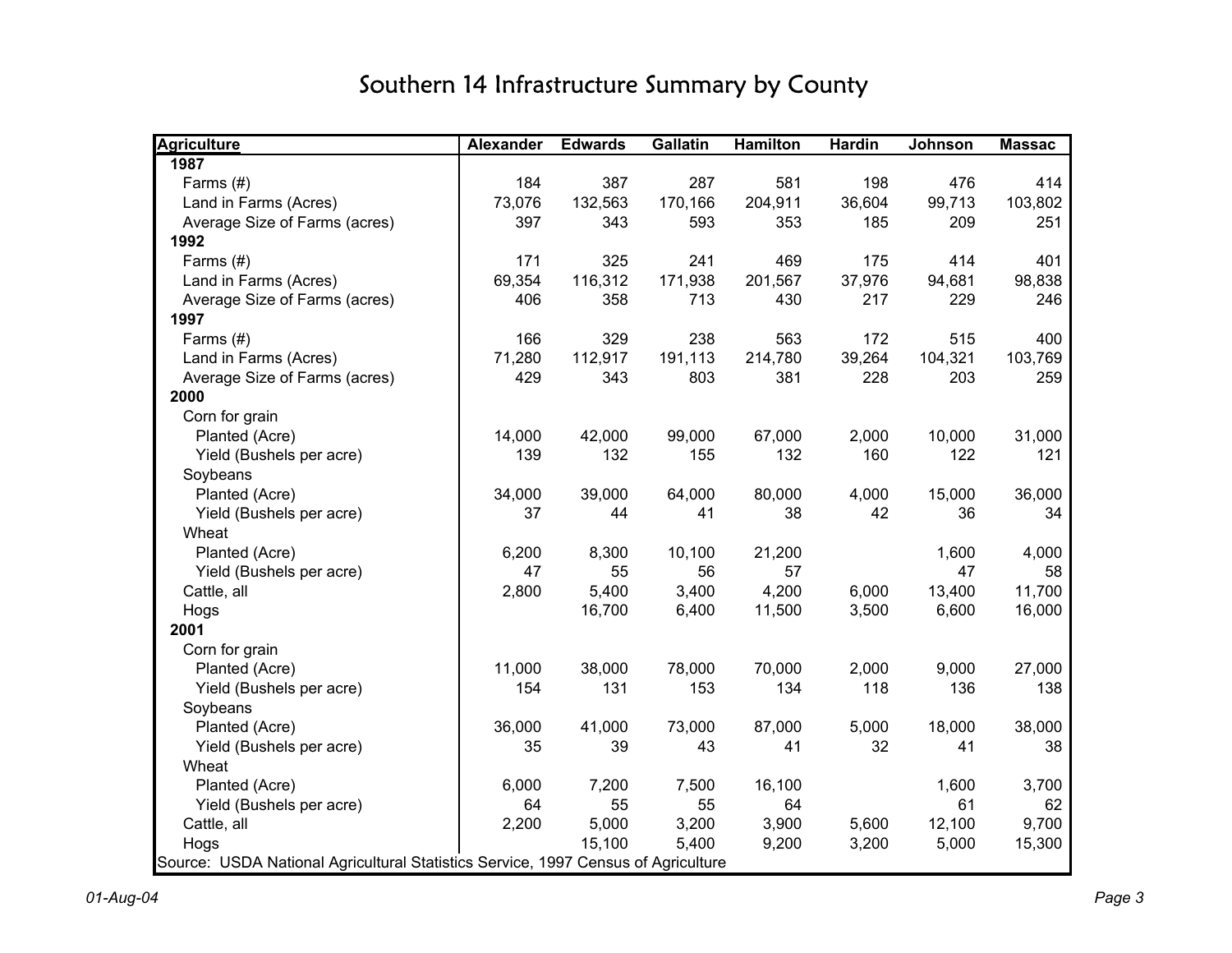# Southern 14 Infrastructure Summary by County

| Agriculture | Alexander | Edwards | Gallatin | Hamilton | Hardin | Johnson | Massac |
|---|---|---|---|---|---|---|---|
| **1987** | | | | | | | |
| Farms (#) | 184 | 387 | 287 | 581 | 198 | 476 | 414 |
| Land in Farms (Acres) | 73,076 | 132,563 | 170,166 | 204,911 | 36,604 | 99,713 | 103,802 |
| Average Size of Farms (acres) | 397 | 343 | 593 | 353 | 185 | 209 | 251 |
| **1992** | | | | | | | |
| Farms (#) | 171 | 325 | 241 | 469 | 175 | 414 | 401 |
| Land in Farms (Acres) | 69,354 | 116,312 | 171,938 | 201,567 | 37,976 | 94,681 | 98,838 |
| Average Size of Farms (acres) | 406 | 358 | 713 | 430 | 217 | 229 | 246 |
| **1997** | | | | | | | |
| Farms (#) | 166 | 329 | 238 | 563 | 172 | 515 | 400 |
| Land in Farms (Acres) | 71,280 | 112,917 | 191,113 | 214,780 | 39,264 | 104,321 | 103,769 |
| Average Size of Farms (acres) | 429 | 343 | 803 | 381 | 228 | 203 | 259 |
| **2000** | | | | | | | |
| Corn for grain | | | | | | | |
| Planted (Acre) | 14,000 | 42,000 | 99,000 | 67,000 | 2,000 | 10,000 | 31,000 |
| Yield (Bushels per acre) | 139 | 132 | 155 | 132 | 160 | 122 | 121 |
| Soybeans | | | | | | | |
| Planted (Acre) | 34,000 | 39,000 | 64,000 | 80,000 | 4,000 | 15,000 | 36,000 |
| Yield (Bushels per acre) | 37 | 44 | 41 | 38 | 42 | 36 | 34 |
| Wheat | | | | | | | |
| Planted (Acre) | 6,200 | 8,300 | 10,100 | 21,200 | | 1,600 | 4,000 |
| Yield (Bushels per acre) | 47 | 55 | 56 | 57 | | 47 | 58 |
| Cattle, all | 2,800 | 5,400 | 3,400 | 4,200 | 6,000 | 13,400 | 11,700 |
| Hogs | | 16,700 | 6,400 | 11,500 | 3,500 | 6,600 | 16,000 |
| **2001** | | | | | | | |
| Corn for grain | | | | | | | |
| Planted (Acre) | 11,000 | 38,000 | 78,000 | 70,000 | 2,000 | 9,000 | 27,000 |
| Yield (Bushels per acre) | 154 | 131 | 153 | 134 | 118 | 136 | 138 |
| Soybeans | | | | | | | |
| Planted (Acre) | 36,000 | 41,000 | 73,000 | 87,000 | 5,000 | 18,000 | 38,000 |
| Yield (Bushels per acre) | 35 | 39 | 43 | 41 | 32 | 41 | 38 |
| Wheat | | | | | | | |
| Planted (Acre) | 6,000 | 7,200 | 7,500 | 16,100 | | 1,600 | 3,700 |
| Yield (Bushels per acre) | 64 | 55 | 55 | 64 | | 61 | 62 |
| Cattle, all | 2,200 | 5,000 | 3,200 | 3,900 | 5,600 | 12,100 | 9,700 |
| Hogs | | 15,100 | 5,400 | 9,200 | 3,200 | 5,000 | 15,300 |

Source: USDA National Agricultural Statistics Service, 1997 Census of Agriculture

*01-Aug-04*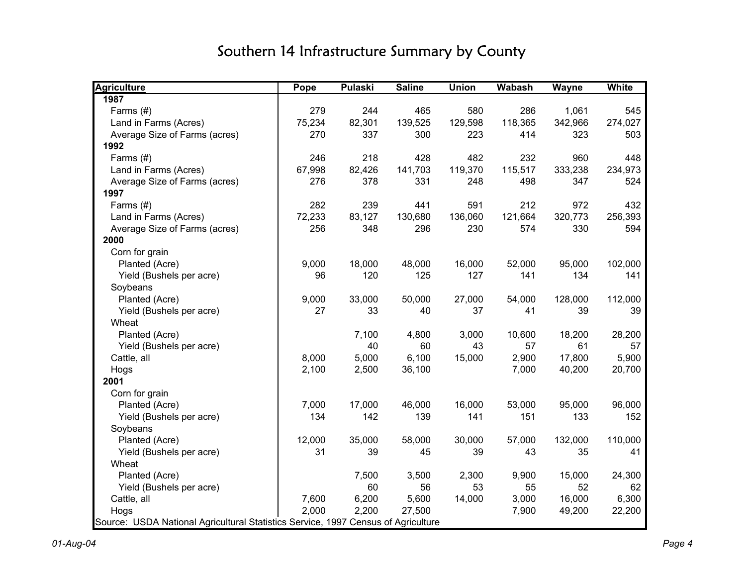# Southern 14 Infrastructure Summary by County

| Agriculture | Pope | Pulaski | Saline | Union | Wabash | Wayne | White |
|---|---|---|---|---|---|---|---|
| **1987** | | | | | | | |
| Farms (#) | 279 | 244 | 465 | 580 | 286 | 1,061 | 545 |
| Land in Farms (Acres) | 75,234 | 82,301 | 139,525 | 129,598 | 118,365 | 342,966 | 274,027 |
| Average Size of Farms (acres) | 270 | 337 | 300 | 223 | 414 | 323 | 503 |
| **1992** | | | | | | | |
| Farms (#) | 246 | 218 | 428 | 482 | 232 | 960 | 448 |
| Land in Farms (Acres) | 67,998 | 82,426 | 141,703 | 119,370 | 115,517 | 333,238 | 234,973 |
| Average Size of Farms (acres) | 276 | 378 | 331 | 248 | 498 | 347 | 524 |
| **1997** | | | | | | | |
| Farms (#) | 282 | 239 | 441 | 591 | 212 | 972 | 432 |
| Land in Farms (Acres) | 72,233 | 83,127 | 130,680 | 136,060 | 121,664 | 320,773 | 256,393 |
| Average Size of Farms (acres) | 256 | 348 | 296 | 230 | 574 | 330 | 594 |
| **2000** | | | | | | | |
| Corn for grain | | | | | | | |
| Planted (Acre) | 9,000 | 18,000 | 48,000 | 16,000 | 52,000 | 95,000 | 102,000 |
| Yield (Bushels per acre) | 96 | 120 | 125 | 127 | 141 | 134 | 141 |
| Soybeans | | | | | | | |
| Planted (Acre) | 9,000 | 33,000 | 50,000 | 27,000 | 54,000 | 128,000 | 112,000 |
| Yield (Bushels per acre) | 27 | 33 | 40 | 37 | 41 | 39 | 39 |
| Wheat | | | | | | | |
| Planted (Acre) | | 7,100 | 4,800 | 3,000 | 10,600 | 18,200 | 28,200 |
| Yield (Bushels per acre) | | 40 | 60 | 43 | 57 | 61 | 57 |
| Cattle, all | 8,000 | 5,000 | 6,100 | 15,000 | 2,900 | 17,800 | 5,900 |
| Hogs | 2,100 | 2,500 | 36,100 | | 7,000 | 40,200 | 20,700 |
| **2001** | | | | | | | |
| Corn for grain | | | | | | | |
| Planted (Acre) | 7,000 | 17,000 | 46,000 | 16,000 | 53,000 | 95,000 | 96,000 |
| Yield (Bushels per acre) | 134 | 142 | 139 | 141 | 151 | 133 | 152 |
| Soybeans | | | | | | | |
| Planted (Acre) | 12,000 | 35,000 | 58,000 | 30,000 | 57,000 | 132,000 | 110,000 |
| Yield (Bushels per acre) | 31 | 39 | 45 | 39 | 43 | 35 | 41 |
| Wheat | | | | | | | |
| Planted (Acre) | | 7,500 | 3,500 | 2,300 | 9,900 | 15,000 | 24,300 |
| Yield (Bushels per acre) | | 60 | 56 | 53 | 55 | 52 | 62 |
| Cattle, all | 7,600 | 6,200 | 5,600 | 14,000 | 3,000 | 16,000 | 6,300 |
| Hogs | 2,000 | 2,200 | 27,500 | | 7,900 | 49,200 | 22,200 |

Source: USDA National Agricultural Statistics Service, 1997 Census of Agriculture

01-Aug-04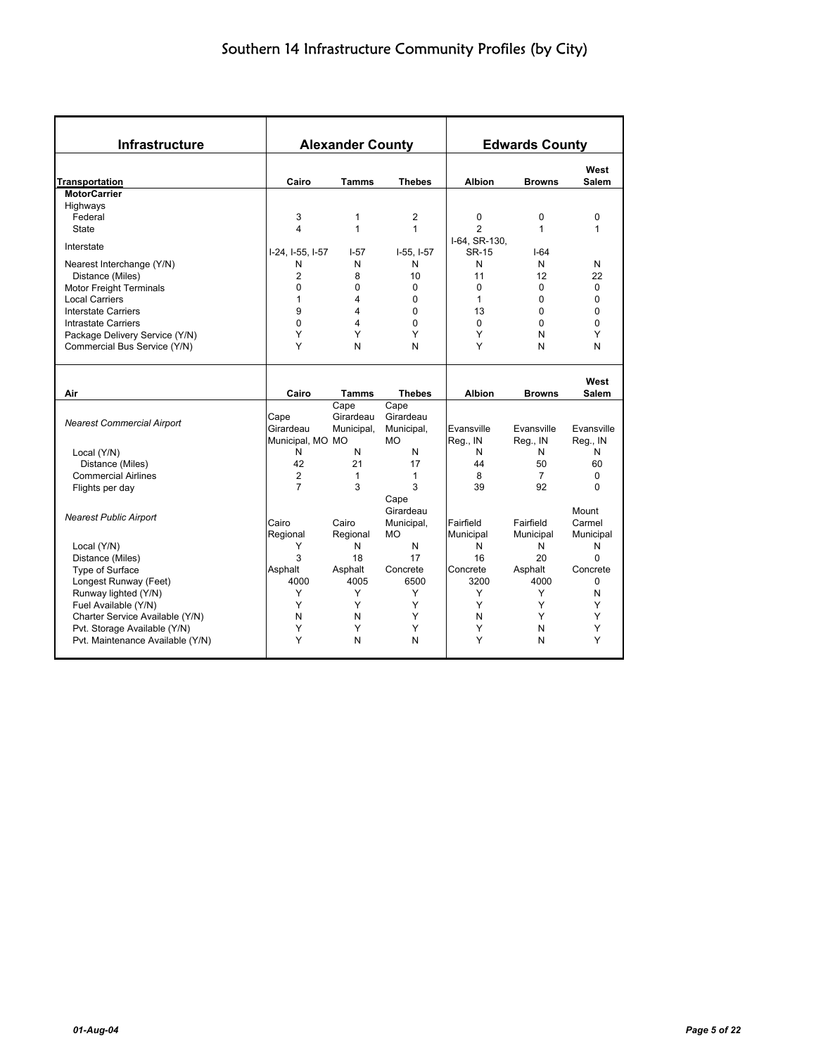# Southern 14 Infrastructure Community Profiles (by City)

| Infrastructure | Alexander County | | | Edwards County | | |
|---|---|---|---|---|---|---|
| **Transportation** | **Cairo** | **Tamms** | **Thebes** | **Albion** | **Browns** | **West Salem** |
| **MotorCarrier** | | | | | | |
| Highways | | | | | | |
| Federal | 3 | 1 | 2 | 0 | 0 | 0 |
| State | 4 | 1 | 1 | 2 | 1 | 1 |
| Interstate | I-24, I-55, I-57 | I-57 | I-55, I-57 | I-64, SR-130, SR-15 | I-64 | |
| Nearest Interchange (Y/N) | N | N | N | N | N | N |
| Distance (Miles) | 2 | 8 | 10 | 11 | 12 | 22 |
| Motor Freight Terminals | 0 | 0 | 0 | 0 | 0 | 0 |
| Local Carriers | 1 | 4 | 0 | 1 | 0 | 0 |
| Interstate Carriers | 9 | 4 | 0 | 13 | 0 | 0 |
| Intrastate Carriers | 0 | 4 | 0 | 0 | 0 | 0 |
| Package Delivery Service (Y/N) | Y | Y | Y | Y | N | Y |
| Commercial Bus Service (Y/N) | Y | N | N | Y | N | N |
| **Air** | **Cairo** | **Tamms** | **Thebes** | **Albion** | **Browns** | **West Salem** |
| *Nearest Commercial Airport* | Cape Girardeau Municipal, MO | Cape Girardeau Municipal, MO | Cape Girardeau Municipal, MO | Evansville Reg., IN | Evansville Reg., IN | Evansville Reg., IN |
| Local (Y/N) | N | N | N | N | N | N |
| Distance (Miles) | 42 | 21 | 17 | 44 | 50 | 60 |
| Commercial Airlines | 2 | 1 | 1 | 8 | 7 | 0 |
| Flights per day | 7 | 3 | 3 | 39 | 92 | 0 |
| *Nearest Public Airport* | Cairo Regional | Cairo Regional | Cape Girardeau Municipal, MO | Fairfield Municipal | Fairfield Municipal | Mount Carmel Municipal |
| Local (Y/N) | Y | N | N | N | N | N |
| Distance (Miles) | 3 | 18 | 17 | 16 | 20 | 0 |
| Type of Surface | Asphalt | Asphalt | Concrete | Concrete | Asphalt | Concrete |
| Longest Runway (Feet) | 4000 | 4005 | 6500 | 3200 | 4000 | 0 |
| Runway lighted (Y/N) | Y | Y | Y | Y | Y | N |
| Fuel Available (Y/N) | Y | Y | Y | Y | Y | Y |
| Charter Service Available (Y/N) | N | N | Y | N | Y | Y |
| Pvt. Storage Available (Y/N) | Y | Y | Y | Y | N | Y |
| Pvt. Maintenance Available (Y/N) | Y | N | N | Y | N | Y |

*01-Aug-04*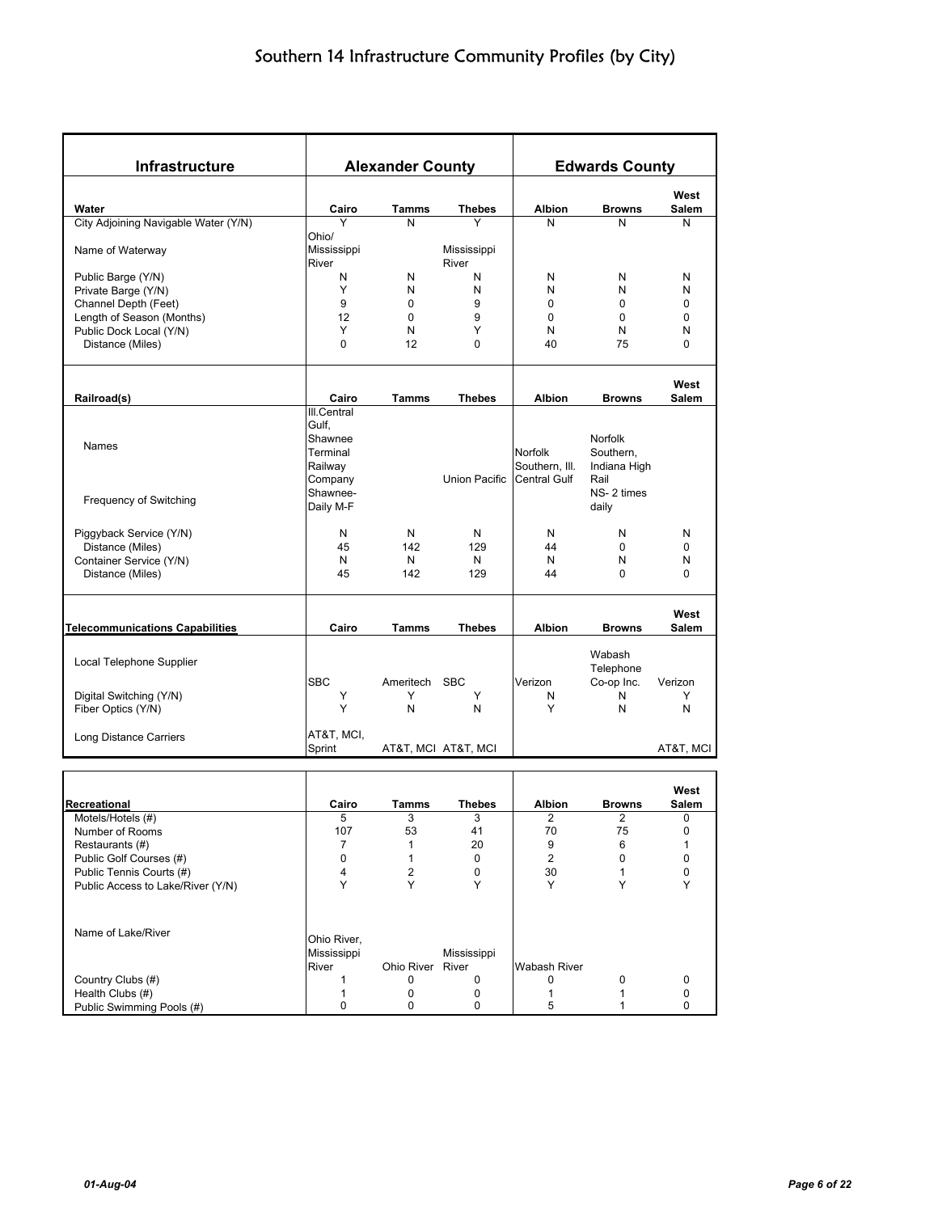# Southern 14 Infrastructure Community Profiles (by City)

| Infrastructure | Alexander County | | | Edwards County | | |
|---|---|---|---|---|---|---|
| **Water** | **Cairo** | **Tamms** | **Thebes** | **Albion** | **Browns** | **West Salem** |
| City Adjoining Navigable Water (Y/N) | Y | N | Y | N | N | N |
| Name of Waterway | Ohio/ Mississippi River | | Mississippi River | | | |
| Public Barge (Y/N) | N | N | N | N | N | N |
| Private Barge (Y/N) | Y | N | N | N | N | N |
| Channel Depth (Feet) | 9 | 0 | 9 | 0 | 0 | 0 |
| Length of Season (Months) | 12 | 0 | 9 | 0 | 0 | 0 |
| Public Dock Local (Y/N) | Y | N | Y | N | N | N |
| Distance (Miles) | 0 | 12 | 0 | 40 | 75 | 0 |
| **Railroad(s)** | **Cairo** | **Tamms** | **Thebes** | **Albion** | **Browns** | **West Salem** |
| Names | Ill.Central Gulf, Shawnee Terminal Railway Company | | Union Pacific | Norfolk Southern, Ill. Central Gulf | Norfolk Southern, Indiana High Rail | |
| Frequency of Switching | Shawnee- Daily M-F | | | | NS- 2 times daily | |
| Piggyback Service (Y/N) | N | N | N | N | N | N |
| Distance (Miles) | 45 | 142 | 129 | 44 | 0 | 0 |
| Container Service (Y/N) | N | N | N | N | N | N |
| Distance (Miles) | 45 | 142 | 129 | 44 | 0 | 0 |
| **Telecommunications Capabilities** | **Cairo** | **Tamms** | **Thebes** | **Albion** | **Browns** | **West Salem** |
| Local Telephone Supplier | SBC | Ameritech | SBC | Verizon | Wabash Telephone Co-op Inc. | Verizon |
| Digital Switching (Y/N) | Y | Y | Y | N | N | Y |
| Fiber Optics (Y/N) | Y | N | N | Y | N | N |
| Long Distance Carriers | AT&T, MCI, Sprint | AT&T, MCI | AT&T, MCI | | | AT&T, MCI |

| Recreational | Cairo | Tamms | Thebes | Albion | Browns | West Salem |
|---|---|---|---|---|---|---|
| Motels/Hotels (#) | 5 | 3 | 3 | 2 | 2 | 0 |
| Number of Rooms | 107 | 53 | 41 | 70 | 75 | 0 |
| Restaurants (#) | 7 | 1 | 20 | 9 | 6 | 1 |
| Public Golf Courses (#) | 0 | 1 | 0 | 2 | 0 | 0 |
| Public Tennis Courts (#) | 4 | 2 | 0 | 30 | 1 | 0 |
| Public Access to Lake/River (Y/N) | Y | Y | Y | Y | Y | Y |
| Name of Lake/River | Ohio River, Mississippi River | Ohio River | Mississippi River | Wabash River | | |
| Country Clubs (#) | 1 | 0 | 0 | 0 | 0 | 0 |
| Health Clubs (#) | 1 | 0 | 0 | 1 | 1 | 0 |
| Public Swimming Pools (#) | 0 | 0 | 0 | 5 | 1 | 0 |

*01-Aug-04*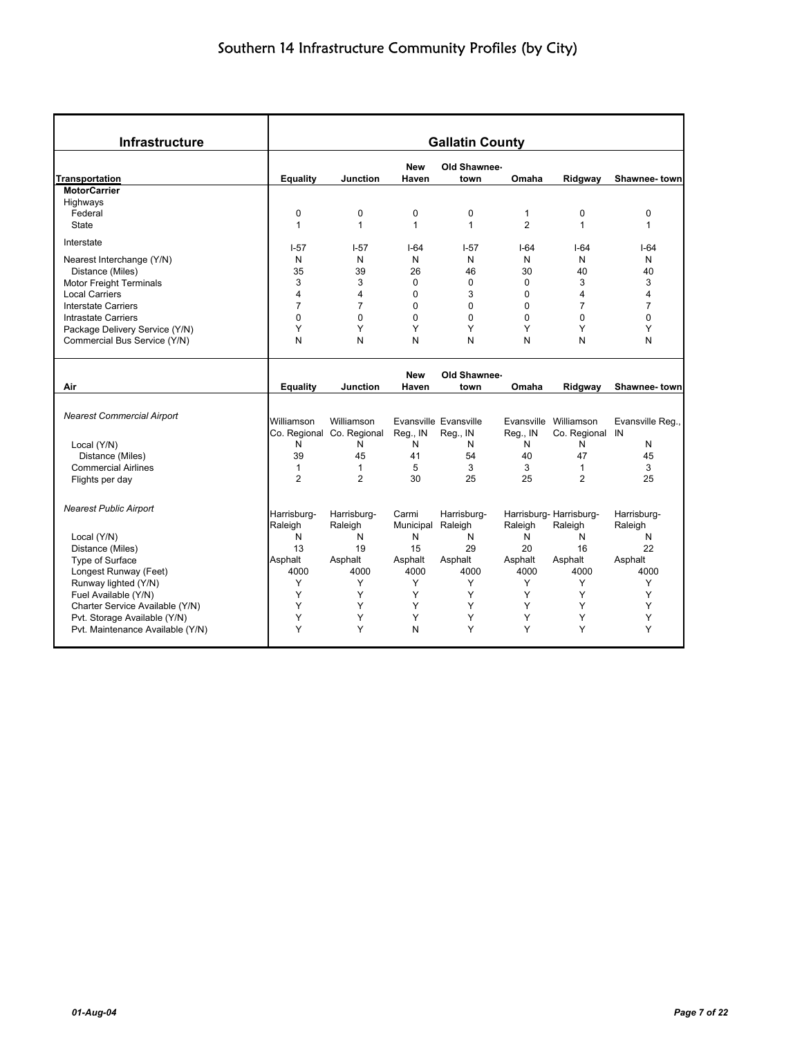# Southern 14 Infrastructure Community Profiles (by City)

| Infrastructure | Gallatin County | | | | | | |
|---|---|---|---|---|---|---|---|
| **Transportation** | **Equality** | **Junction** | **New Haven** | **Old Shawnee-town** | **Omaha** | **Ridgway** | **Shawnee- town** |
| **MotorCarrier** | | | | | | | |
| Highways | | | | | | | |
| Federal | 0 | 0 | 0 | 0 | 1 | 0 | 0 |
| State | 1 | 1 | 1 | 1 | 2 | 1 | 1 |
| Interstate | I-57 | I-57 | I-64 | I-57 | I-64 | I-64 | I-64 |
| Nearest Interchange (Y/N) | N | N | N | N | N | N | N |
| Distance (Miles) | 35 | 39 | 26 | 46 | 30 | 40 | 40 |
| Motor Freight Terminals | 3 | 3 | 0 | 0 | 0 | 3 | 3 |
| Local Carriers | 4 | 4 | 0 | 3 | 0 | 4 | 4 |
| Interstate Carriers | 7 | 7 | 0 | 0 | 0 | 7 | 7 |
| Intrastate Carriers | 0 | 0 | 0 | 0 | 0 | 0 | 0 |
| Package Delivery Service (Y/N) | Y | Y | Y | Y | Y | Y | Y |
| Commercial Bus Service (Y/N) | N | N | N | N | N | N | N |

| Air | Equality | Junction | New Haven | Old Shawnee-town | Omaha | Ridgway | Shawnee- town |
|---|---|---|---|---|---|---|---|
| *Nearest Commercial Airport* | Williamson Co. Regional | Williamson Co. Regional | Evansville Reg., IN | Evansville Reg., IN | Evansville Reg., IN | Williamson Co. Regional | Evansville Reg., IN |
| Local (Y/N) | N | N | N | N | N | N | N |
| Distance (Miles) | 39 | 45 | 41 | 54 | 40 | 47 | 45 |
| Commercial Airlines | 1 | 1 | 5 | 3 | 3 | 1 | 3 |
| Flights per day | 2 | 2 | 30 | 25 | 25 | 2 | 25 |
| *Nearest Public Airport* | Harrisburg-Raleigh | Harrisburg-Raleigh | Carmi Municipal | Harrisburg-Raleigh | Harrisburg-Raleigh | Harrisburg-Raleigh | Harrisburg-Raleigh |
| Local (Y/N) | N | N | N | N | N | N | N |
| Distance (Miles) | 13 | 19 | 15 | 29 | 20 | 16 | 22 |
| Type of Surface | Asphalt | Asphalt | Asphalt | Asphalt | Asphalt | Asphalt | Asphalt |
| Longest Runway (Feet) | 4000 | 4000 | 4000 | 4000 | 4000 | 4000 | 4000 |
| Runway lighted (Y/N) | Y | Y | Y | Y | Y | Y | Y |
| Fuel Available (Y/N) | Y | Y | Y | Y | Y | Y | Y |
| Charter Service Available (Y/N) | Y | Y | Y | Y | Y | Y | Y |
| Pvt. Storage Available (Y/N) | Y | Y | Y | Y | Y | Y | Y |
| Pvt. Maintenance Available (Y/N) | Y | Y | N | Y | Y | Y | Y |

*01-Aug-04*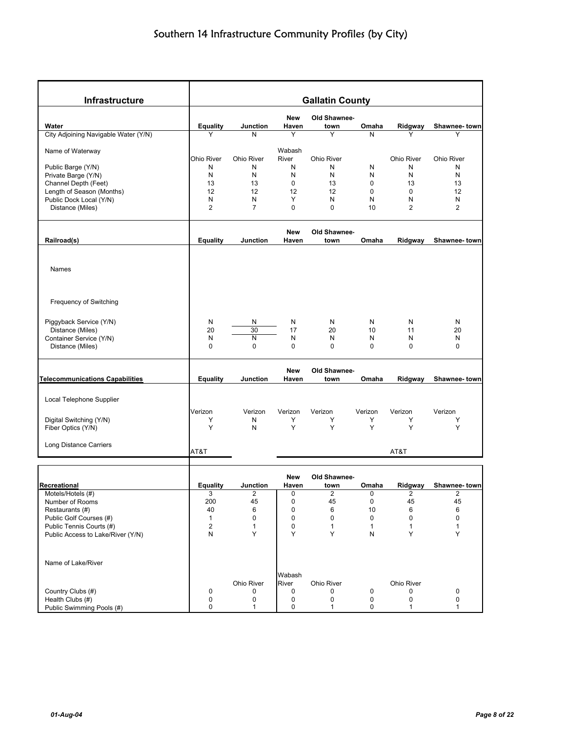# Southern 14 Infrastructure Community Profiles (by City)

| Infrastructure | Gallatin County | | | | | | |
|---|---|---|---|---|---|---|---|
| **Water** | **Equality** | **Junction** | **New Haven** | **Old Shawnee-town** | **Omaha** | **Ridgway** | **Shawnee- town** |
| City Adjoining Navigable Water (Y/N) | Y | N | Y | Y | N | Y | Y |
| Name of Waterway | Ohio River | Ohio River | Wabash River | Ohio River | | Ohio River | Ohio River |
| Public Barge (Y/N) | N | N | N | N | N | N | N |
| Private Barge (Y/N) | N | N | N | N | N | N | N |
| Channel Depth (Feet) | 13 | 13 | 0 | 13 | 0 | 13 | 13 |
| Length of Season (Months) | 12 | 12 | 12 | 12 | 0 | 0 | 12 |
| Public Dock Local (Y/N) | N | N | Y | N | N | N | N |
| Distance (Miles) | 2 | 7 | 0 | 0 | 10 | 2 | 2 |
| **Railroad(s)** | **Equality** | **Junction** | **New Haven** | **Old Shawnee-town** | **Omaha** | **Ridgway** | **Shawnee- town** |
| Names | | | | | | | |
| Frequency of Switching | | | | | | | |
| Piggyback Service (Y/N) | N | N | N | N | N | N | N |
| Distance (Miles) | 20 | 30 | 17 | 20 | 10 | 11 | 20 |
| Container Service (Y/N) | N | N | N | N | N | N | N |
| Distance (Miles) | 0 | 0 | 0 | 0 | 0 | 0 | 0 |
| **Telecommunications Capabilities** | **Equality** | **Junction** | **New Haven** | **Old Shawnee-town** | **Omaha** | **Ridgway** | **Shawnee- town** |
| Local Telephone Supplier | Verizon | Verizon | Verizon | Verizon | Verizon | Verizon | Verizon |
| Digital Switching (Y/N) | Y | N | Y | Y | Y | Y | Y |
| Fiber Optics (Y/N) | Y | N | Y | Y | Y | Y | Y |
| Long Distance Carriers | AT&T | | | | | AT&T | |

| | | | | | | | |
|---|---|---|---|---|---|---|---|
| **Recreational** | **Equality** | **Junction** | **New Haven** | **Old Shawnee-town** | **Omaha** | **Ridgway** | **Shawnee- town** |
| Motels/Hotels (#) | 3 | 2 | 0 | 2 | 0 | 2 | 2 |
| Number of Rooms | 200 | 45 | 0 | 45 | 0 | 45 | 45 |
| Restaurants (#) | 40 | 6 | 0 | 6 | 10 | 6 | 6 |
| Public Golf Courses (#) | 1 | 0 | 0 | 0 | 0 | 0 | 0 |
| Public Tennis Courts (#) | 2 | 1 | 0 | 1 | 1 | 1 | 1 |
| Public Access to Lake/River (Y/N) | N | Y | Y | Y | N | Y | Y |
| Name of Lake/River | | Ohio River | Wabash River | Ohio River | | Ohio River | |
| Country Clubs (#) | 0 | 0 | 0 | 0 | 0 | 0 | 0 |
| Health Clubs (#) | 0 | 0 | 0 | 0 | 0 | 0 | 0 |
| Public Swimming Pools (#) | 0 | 1 | 0 | 1 | 0 | 1 | 1 |

*01-Aug-04*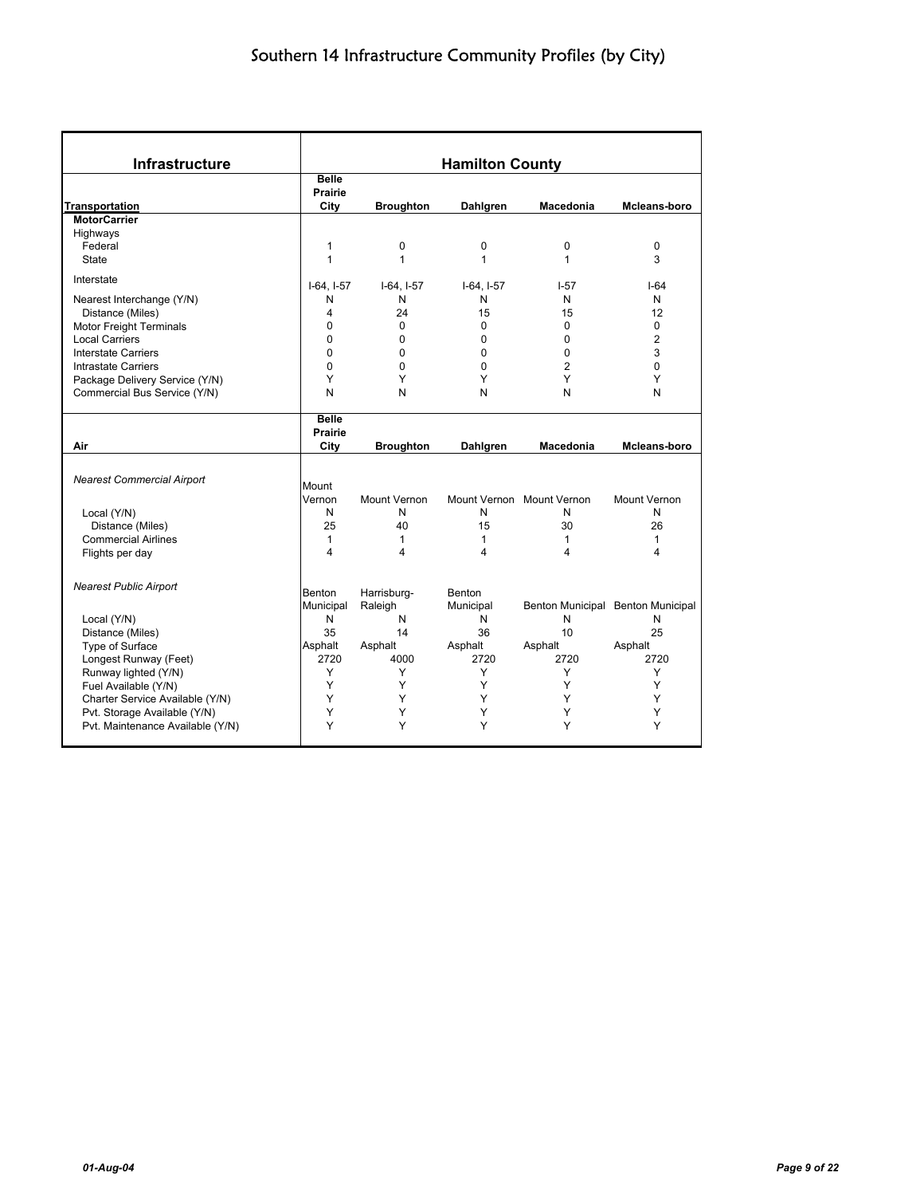# Southern 14 Infrastructure Community Profiles (by City)

| Infrastructure | Hamilton County | | | | |
|---|---|---|---|---|---|
| **Transportation** | **Belle Prairie City** | **Broughton** | **Dahlgren** | **Macedonia** | **Mcleans-boro** |
| **MotorCarrier** | | | | | |
| Highways | | | | | |
| Federal | 1 | 0 | 0 | 0 | 0 |
| State | 1 | 1 | 1 | 1 | 3 |
| Interstate | I-64, I-57 | I-64, I-57 | I-64, I-57 | I-57 | I-64 |
| Nearest Interchange (Y/N) | N | N | N | N | N |
| Distance (Miles) | 4 | 24 | 15 | 15 | 12 |
| Motor Freight Terminals | 0 | 0 | 0 | 0 | 0 |
| Local Carriers | 0 | 0 | 0 | 0 | 2 |
| Interstate Carriers | 0 | 0 | 0 | 0 | 3 |
| Intrastate Carriers | 0 | 0 | 0 | 2 | 0 |
| Package Delivery Service (Y/N) | Y | Y | Y | Y | Y |
| Commercial Bus Service (Y/N) | N | N | N | N | N |
| **Air** | **Belle Prairie City** | **Broughton** | **Dahlgren** | **Macedonia** | **Mcleans-boro** |
| *Nearest Commercial Airport* | Mount Vernon | Mount Vernon | Mount Vernon | Mount Vernon | Mount Vernon |
| Local (Y/N) | N | N | N | N | N |
| Distance (Miles) | 25 | 40 | 15 | 30 | 26 |
| Commercial Airlines | 1 | 1 | 1 | 1 | 1 |
| Flights per day | 4 | 4 | 4 | 4 | 4 |
| *Nearest Public Airport* | Benton Municipal | Harrisburg-Raleigh | Benton Municipal | Benton Municipal | Benton Municipal |
| Local (Y/N) | N | N | N | N | N |
| Distance (Miles) | 35 | 14 | 36 | 10 | 25 |
| Type of Surface | Asphalt | Asphalt | Asphalt | Asphalt | Asphalt |
| Longest Runway (Feet) | 2720 | 4000 | 2720 | 2720 | 2720 |
| Runway lighted (Y/N) | Y | Y | Y | Y | Y |
| Fuel Available (Y/N) | Y | Y | Y | Y | Y |
| Charter Service Available (Y/N) | Y | Y | Y | Y | Y |
| Pvt. Storage Available (Y/N) | Y | Y | Y | Y | Y |
| Pvt. Maintenance Available (Y/N) | Y | Y | Y | Y | Y |

01-Aug-04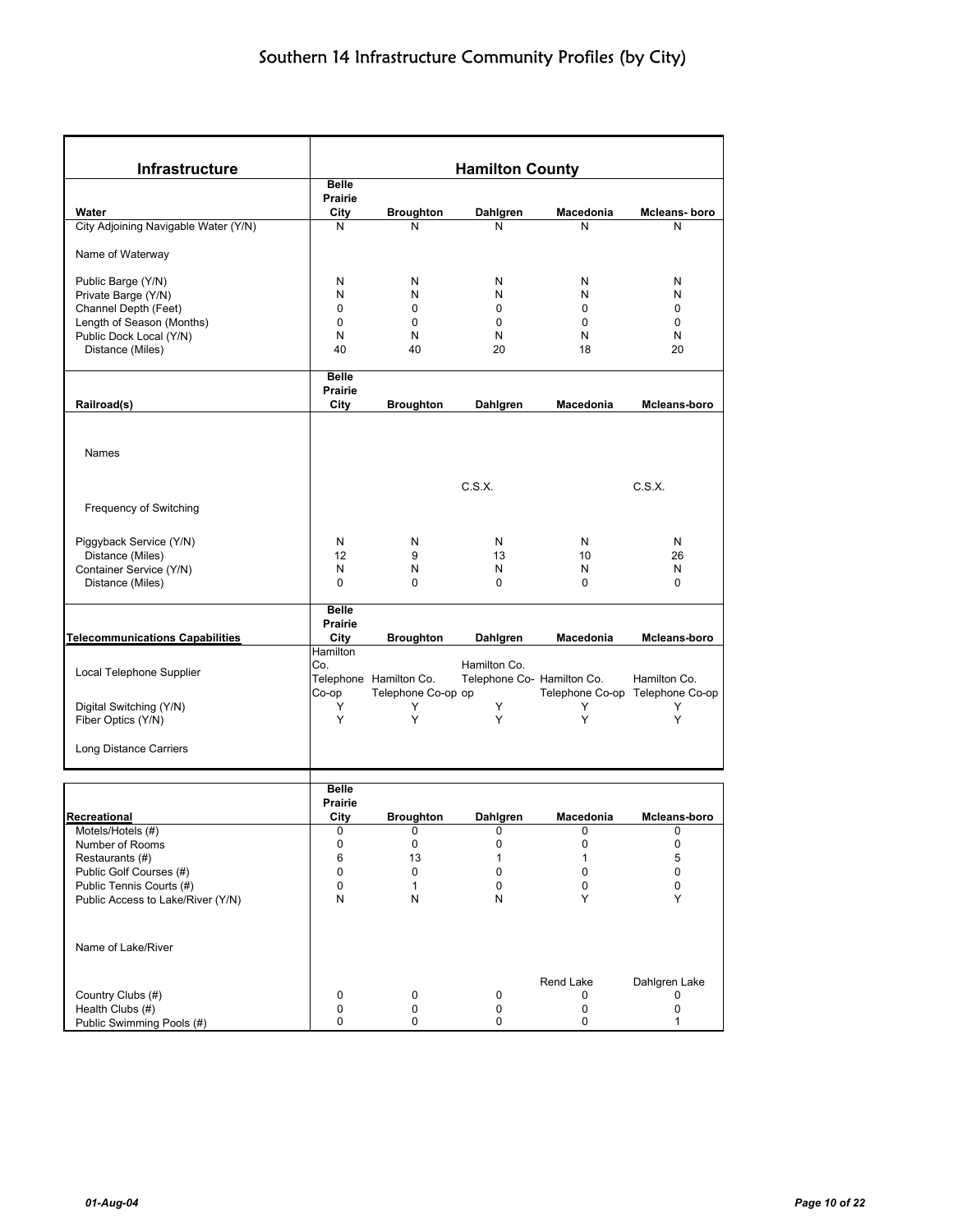# Southern 14 Infrastructure Community Profiles (by City)

| Infrastructure | Hamilton County | | | | |
|---|---|---|---|---|---|
| **Water** | **Belle Prairie City** | **Broughton** | **Dahlgren** | **Macedonia** | **Mcleans- boro** |
| City Adjoining Navigable Water (Y/N) | N | N | N | N | N |
| Name of Waterway | | | | | |
| Public Barge (Y/N) | N | N | N | N | N |
| Private Barge (Y/N) | N | N | N | N | N |
| Channel Depth (Feet) | 0 | 0 | 0 | 0 | 0 |
| Length of Season (Months) | 0 | 0 | 0 | 0 | 0 |
| Public Dock Local (Y/N) | N | N | N | N | N |
| Distance (Miles) | 40 | 40 | 20 | 18 | 20 |
| **Railroad(s)** | **Belle Prairie City** | **Broughton** | **Dahlgren** | **Macedonia** | **Mcleans-boro** |
| Names | | | C.S.X. | | C.S.X. |
| Frequency of Switching | | | | | |
| Piggyback Service (Y/N) | N | N | N | N | N |
| Distance (Miles) | 12 | 9 | 13 | 10 | 26 |
| Container Service (Y/N) | N | N | N | N | N |
| Distance (Miles) | 0 | 0 | 0 | 0 | 0 |
| **Telecommunications Capabilities** | **Belle Prairie City** | **Broughton** | **Dahlgren** | **Macedonia** | **Mcleans-boro** |
| Local Telephone Supplier | Hamilton Co. Telephone Co-op | Hamilton Co. Telephone Co-op | Hamilton Co. Telephone Co-op | Hamilton Co. Telephone Co-op | Hamilton Co. Telephone Co-op |
| Digital Switching (Y/N) | Y | Y | Y | Y | Y |
| Fiber Optics (Y/N) | Y | Y | Y | Y | Y |
| Long Distance Carriers | | | | | |
| **Recreational** | **Belle Prairie City** | **Broughton** | **Dahlgren** | **Macedonia** | **Mcleans-boro** |
| Motels/Hotels (#) | 0 | 0 | 0 | 0 | 0 |
| Number of Rooms | 0 | 0 | 0 | 0 | 0 |
| Restaurants (#) | 6 | 13 | 1 | 1 | 5 |
| Public Golf Courses (#) | 0 | 0 | 0 | 0 | 0 |
| Public Tennis Courts (#) | 0 | 1 | 0 | 0 | 0 |
| Public Access to Lake/River (Y/N) | N | N | N | Y | Y |
| Name of Lake/River | | | | Rend Lake | Dahlgren Lake |
| Country Clubs (#) | 0 | 0 | 0 | 0 | 0 |
| Health Clubs (#) | 0 | 0 | 0 | 0 | 0 |
| Public Swimming Pools (#) | 0 | 0 | 0 | 0 | 1 |

*01-Aug-04*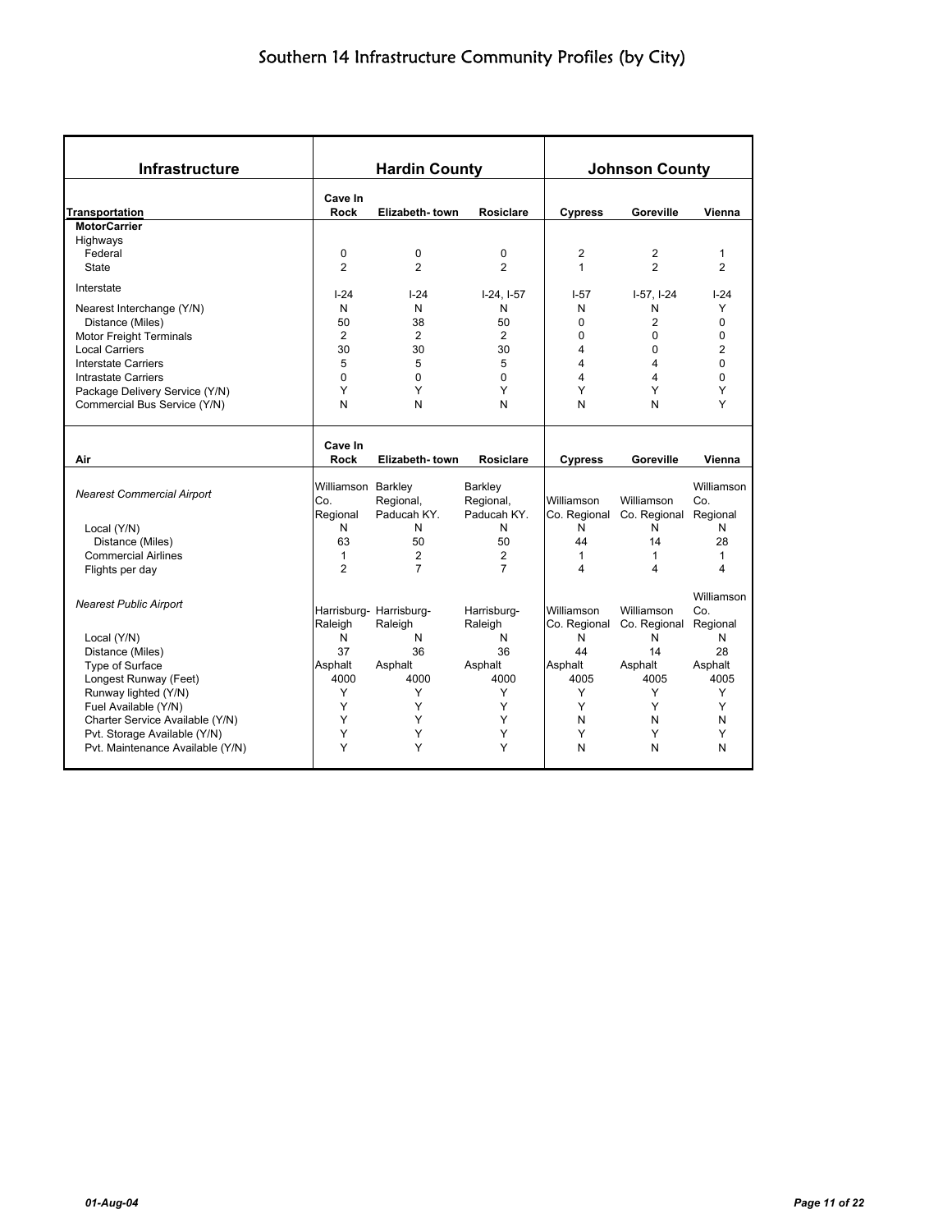# Southern 14 Infrastructure Community Profiles (by City)

| Infrastructure | Hardin County | | | Johnson County | | |
|---|---|---|---|---|---|---|
| **Transportation** | **Cave In Rock** | **Elizabeth- town** | **Rosiclare** | **Cypress** | **Goreville** | **Vienna** |
| **MotorCarrier** | | | | | | |
| Highways | | | | | | |
| Federal | 0 | 0 | 0 | 2 | 2 | 1 |
| State | 2 | 2 | 2 | 1 | 2 | 2 |
| Interstate | I-24 | I-24 | I-24, I-57 | I-57 | I-57, I-24 | I-24 |
| Nearest Interchange (Y/N) | N | N | N | N | N | Y |
| Distance (Miles) | 50 | 38 | 50 | 0 | 2 | 0 |
| Motor Freight Terminals | 2 | 2 | 2 | 0 | 0 | 0 |
| Local Carriers | 30 | 30 | 30 | 4 | 0 | 2 |
| Interstate Carriers | 5 | 5 | 5 | 4 | 4 | 0 |
| Intrastate Carriers | 0 | 0 | 0 | 4 | 4 | 0 |
| Package Delivery Service (Y/N) | Y | Y | Y | Y | Y | Y |
| Commercial Bus Service (Y/N) | N | N | N | N | N | Y |
| **Air** | **Cave In Rock** | **Elizabeth- town** | **Rosiclare** | **Cypress** | **Goreville** | **Vienna** |
| *Nearest Commercial Airport* | Williamson Co. Regional | Barkley Regional, Paducah KY. | Barkley Regional, Paducah KY. | Williamson Co. Regional | Williamson Co. Regional | Williamson Co. Regional |
| Local (Y/N) | N | N | N | N | N | N |
| Distance (Miles) | 63 | 50 | 50 | 44 | 14 | 28 |
| Commercial Airlines | 1 | 2 | 2 | 1 | 1 | 1 |
| Flights per day | 2 | 7 | 7 | 4 | 4 | 4 |
| *Nearest Public Airport* | Harrisburg-Raleigh | Harrisburg-Raleigh | Harrisburg-Raleigh | Williamson Co. Regional | Williamson Co. Regional | Williamson Co. Regional |
| Local (Y/N) | N | N | N | N | N | N |
| Distance (Miles) | 37 | 36 | 36 | 44 | 14 | 28 |
| Type of Surface | Asphalt | Asphalt | Asphalt | Asphalt | Asphalt | Asphalt |
| Longest Runway (Feet) | 4000 | 4000 | 4000 | 4005 | 4005 | 4005 |
| Runway lighted (Y/N) | Y | Y | Y | Y | Y | Y |
| Fuel Available (Y/N) | Y | Y | Y | Y | Y | Y |
| Charter Service Available (Y/N) | Y | Y | Y | N | N | N |
| Pvt. Storage Available (Y/N) | Y | Y | Y | Y | Y | Y |
| Pvt. Maintenance Available (Y/N) | Y | Y | Y | N | N | N |

01-Aug-04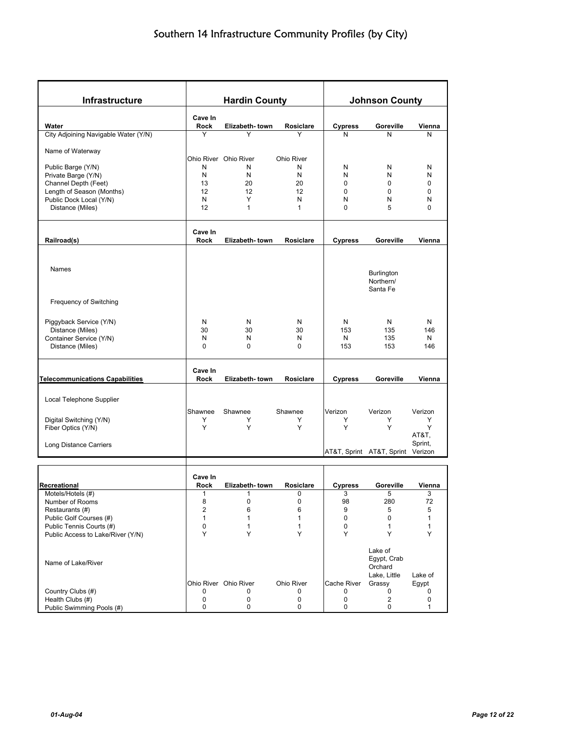# Southern 14 Infrastructure Community Profiles (by City)

| Infrastructure | Hardin County | | | Johnson County | | |
|---|---|---|---|---|---|---|
| **Water** | **Cave In Rock** | **Elizabeth- town** | **Rosiclare** | **Cypress** | **Goreville** | **Vienna** |
| City Adjoining Navigable Water (Y/N) | Y | Y | Y | N | N | N |
| Name of Waterway | Ohio River | Ohio River | Ohio River | | | |
| Public Barge (Y/N) | N | N | N | N | N | N |
| Private Barge (Y/N) | N | N | N | N | N | N |
| Channel Depth (Feet) | 13 | 20 | 20 | 0 | 0 | 0 |
| Length of Season (Months) | 12 | 12 | 12 | 0 | 0 | 0 |
| Public Dock Local (Y/N) | N | Y | N | N | N | N |
| Distance (Miles) | 12 | 1 | 1 | 0 | 5 | 0 |
| **Railroad(s)** | **Cave In Rock** | **Elizabeth- town** | **Rosiclare** | **Cypress** | **Goreville** | **Vienna** |
| Names | | | | | Burlington Northern/ Santa Fe | |
| Frequency of Switching | | | | | | |
| Piggyback Service (Y/N) | N | N | N | N | N | N |
| Distance (Miles) | 30 | 30 | 30 | 153 | 135 | 146 |
| Container Service (Y/N) | N | N | N | N | 135 | N |
| Distance (Miles) | 0 | 0 | 0 | 153 | 153 | 146 |
| **Telecommunications Capabilities** | **Cave In Rock** | **Elizabeth- town** | **Rosiclare** | **Cypress** | **Goreville** | **Vienna** |
| Local Telephone Supplier | Shawnee | Shawnee | Shawnee | Verizon | Verizon | Verizon |
| Digital Switching (Y/N) | Y | Y | Y | Y | Y | Y |
| Fiber Optics (Y/N) | Y | Y | Y | Y | Y | Y |
| Long Distance Carriers | | | | AT&T, Sprint | AT&T, Sprint | AT&T, Sprint, Verizon |
| **Recreational** | **Cave In Rock** | **Elizabeth- town** | **Rosiclare** | **Cypress** | **Goreville** | **Vienna** |
| Motels/Hotels (#) | 1 | 1 | 0 | 3 | 5 | 3 |
| Number of Rooms | 8 | 0 | 0 | 98 | 280 | 72 |
| Restaurants (#) | 2 | 6 | 6 | 9 | 5 | 5 |
| Public Golf Courses (#) | 1 | 1 | 1 | 0 | 0 | 1 |
| Public Tennis Courts (#) | 0 | 1 | 1 | 0 | 1 | 1 |
| Public Access to Lake/River (Y/N) | Y | Y | Y | Y | Y | Y |
| Name of Lake/River | Ohio River | Ohio River | Ohio River | Cache River | Lake of Egypt, Crab Orchard Lake, Little Grassy | Lake of Egypt |
| Country Clubs (#) | 0 | 0 | 0 | 0 | 0 | 0 |
| Health Clubs (#) | 0 | 0 | 0 | 0 | 2 | 0 |
| Public Swimming Pools (#) | 0 | 0 | 0 | 0 | 0 | 1 |

*01-Aug-04*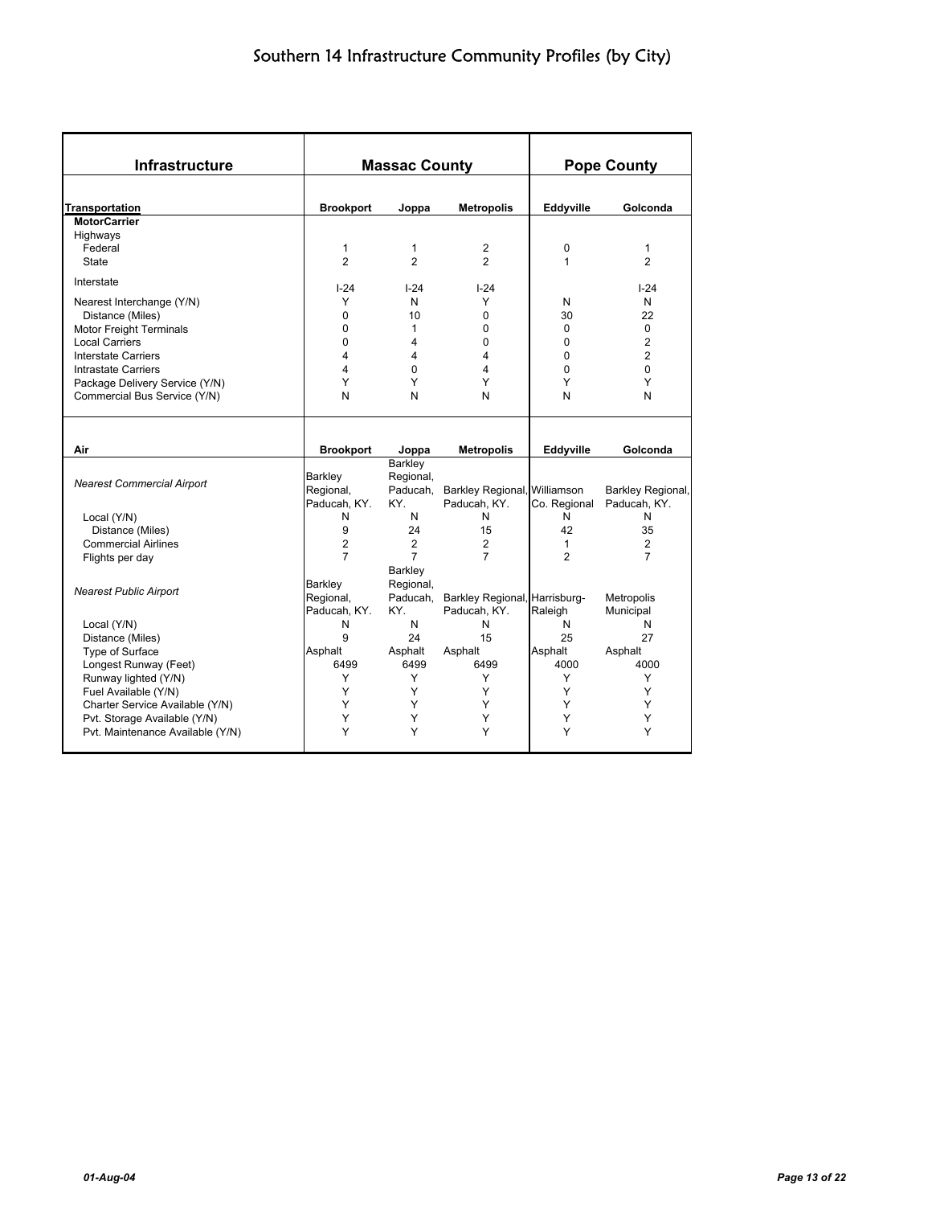# Southern 14 Infrastructure Community Profiles (by City)

| Infrastructure | Massac County | | | Pope County | |
|---|---|---|---|---|---|
| **Transportation** | **Brookport** | **Joppa** | **Metropolis** | **Eddyville** | **Golconda** |
| **MotorCarrier** | | | | | |
| Highways | | | | | |
| Federal | 1 | 1 | 2 | 0 | 1 |
| State | 2 | 2 | 2 | 1 | 2 |
| Interstate | I-24 | I-24 | I-24 | | I-24 |
| Nearest Interchange (Y/N) | Y | N | Y | N | N |
| Distance (Miles) | 0 | 10 | 0 | 30 | 22 |
| Motor Freight Terminals | 0 | 1 | 0 | 0 | 0 |
| Local Carriers | 0 | 4 | 0 | 0 | 2 |
| Interstate Carriers | 4 | 4 | 4 | 0 | 2 |
| Intrastate Carriers | 4 | 0 | 4 | 0 | 0 |
| Package Delivery Service (Y/N) | Y | Y | Y | Y | Y |
| Commercial Bus Service (Y/N) | N | N | N | N | N |
| **Air** | **Brookport** | **Joppa** | **Metropolis** | **Eddyville** | **Golconda** |
| *Nearest Commercial Airport* | Barkley Regional, Paducah, KY. | Barkley Regional, Paducah, KY. | Barkley Regional, Paducah, KY. | Williamson Co. Regional | Barkley Regional, Paducah, KY. |
| Local (Y/N) | N | N | N | N | N |
| Distance (Miles) | 9 | 24 | 15 | 42 | 35 |
| Commercial Airlines | 2 | 2 | 2 | 1 | 2 |
| Flights per day | 7 | 7 | 7 | 2 | 7 |
| *Nearest Public Airport* | Barkley Regional, Paducah, KY. | Barkley Regional, Paducah, KY. | Barkley Regional, Paducah, KY. | Harrisburg-Raleigh | Metropolis Municipal |
| Local (Y/N) | N | N | N | N | N |
| Distance (Miles) | 9 | 24 | 15 | 25 | 27 |
| Type of Surface | Asphalt | Asphalt | Asphalt | Asphalt | Asphalt |
| Longest Runway (Feet) | 6499 | 6499 | 6499 | 4000 | 4000 |
| Runway lighted (Y/N) | Y | Y | Y | Y | Y |
| Fuel Available (Y/N) | Y | Y | Y | Y | Y |
| Charter Service Available (Y/N) | Y | Y | Y | Y | Y |
| Pvt. Storage Available (Y/N) | Y | Y | Y | Y | Y |
| Pvt. Maintenance Available (Y/N) | Y | Y | Y | Y | Y |

*01-Aug-04*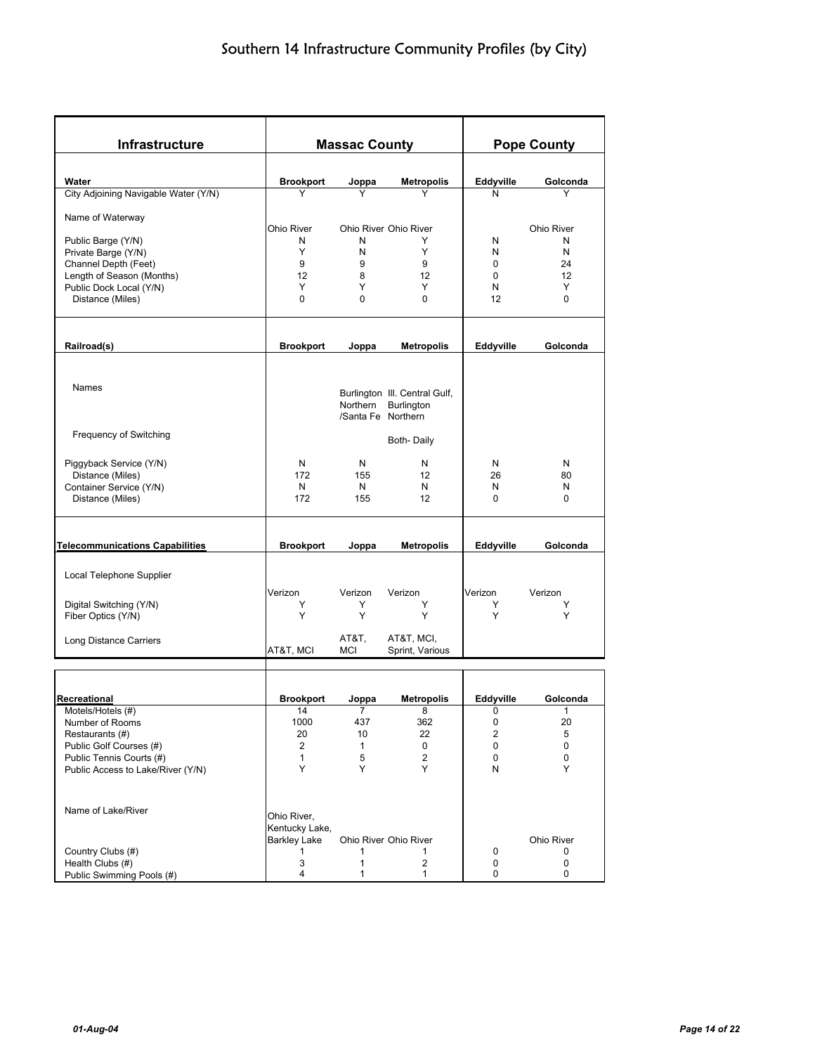# Southern 14 Infrastructure Community Profiles (by City)

| Infrastructure | Massac County | | | Pope County | |
|---|---|---|---|---|---|
| **Water** | **Brookport** | **Joppa** | **Metropolis** | **Eddyville** | **Golconda** |
| City Adjoining Navigable Water (Y/N) | Y | Y | Y | N | Y |
| Name of Waterway | Ohio River | Ohio River | Ohio River | | Ohio River |
| Public Barge (Y/N) | N | N | Y | N | N |
| Private Barge (Y/N) | Y | N | Y | N | N |
| Channel Depth (Feet) | 9 | 9 | 9 | 0 | 24 |
| Length of Season (Months) | 12 | 8 | 12 | 0 | 12 |
| Public Dock Local (Y/N) | Y | Y | Y | N | Y |
| Distance (Miles) | 0 | 0 | 0 | 12 | 0 |
| **Railroad(s)** | **Brookport** | **Joppa** | **Metropolis** | **Eddyville** | **Golconda** |
| Names | | Burlington Northern /Santa Fe | Ill. Central Gulf, Burlington Northern | | |
| Frequency of Switching | | | Both- Daily | | |
| Piggyback Service (Y/N) | N | N | N | N | N |
| Distance (Miles) | 172 | 155 | 12 | 26 | 80 |
| Container Service (Y/N) | N | N | N | N | N |
| Distance (Miles) | 172 | 155 | 12 | 0 | 0 |
| **Telecommunications Capabilities** | **Brookport** | **Joppa** | **Metropolis** | **Eddyville** | **Golconda** |
| Local Telephone Supplier | Verizon | Verizon | Verizon | Verizon | Verizon |
| Digital Switching (Y/N) | Y | Y | Y | Y | Y |
| Fiber Optics (Y/N) | Y | Y | Y | Y | Y |
| Long Distance Carriers | AT&T, MCI | AT&T, MCI | AT&T, MCI, Sprint, Various | | |

| Recreational | Brookport | Joppa | Metropolis | Eddyville | Golconda |
|---|---|---|---|---|---|
| Motels/Hotels (#) | 14 | 7 | 8 | 0 | 1 |
| Number of Rooms | 1000 | 437 | 362 | 0 | 20 |
| Restaurants (#) | 20 | 10 | 22 | 2 | 5 |
| Public Golf Courses (#) | 2 | 1 | 0 | 0 | 0 |
| Public Tennis Courts (#) | 1 | 5 | 2 | 0 | 0 |
| Public Access to Lake/River (Y/N) | Y | Y | Y | N | Y |
| Name of Lake/River | Ohio River, Kentucky Lake, Barkley Lake | Ohio River | Ohio River | | Ohio River |
| Country Clubs (#) | 1 | 1 | 1 | 0 | 0 |
| Health Clubs (#) | 3 | 1 | 2 | 0 | 0 |
| Public Swimming Pools (#) | 4 | 1 | 1 | 0 | 0 |

*01-Aug-04*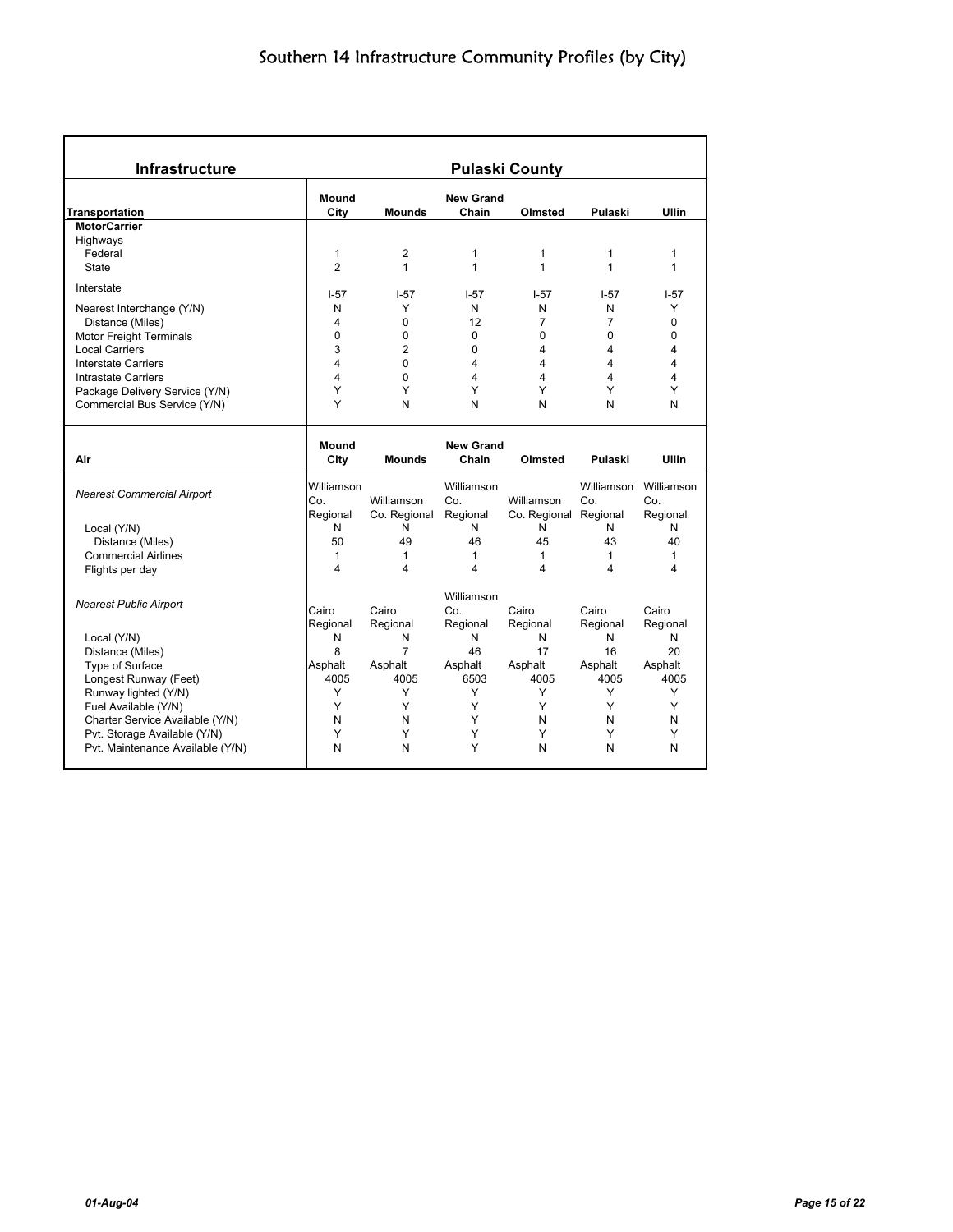# Southern 14 Infrastructure Community Profiles (by City)

| Infrastructure | Pulaski County | | | | | |
|---|---|---|---|---|---|---|
| **Transportation** | **Mound City** | **Mounds** | **New Grand Chain** | **Olmsted** | **Pulaski** | **Ullin** |
| **MotorCarrier** | | | | | | |
| Highways | | | | | | |
| Federal | 1 | 2 | 1 | 1 | 1 | 1 |
| State | 2 | 1 | 1 | 1 | 1 | 1 |
| Interstate | I-57 | I-57 | I-57 | I-57 | I-57 | I-57 |
| Nearest Interchange (Y/N) | N | Y | N | N | N | Y |
| Distance (Miles) | 4 | 0 | 12 | 7 | 7 | 0 |
| Motor Freight Terminals | 0 | 0 | 0 | 0 | 0 | 0 |
| Local Carriers | 3 | 2 | 0 | 4 | 4 | 4 |
| Interstate Carriers | 4 | 0 | 4 | 4 | 4 | 4 |
| Intrastate Carriers | 4 | 0 | 4 | 4 | 4 | 4 |
| Package Delivery Service (Y/N) | Y | Y | Y | Y | Y | Y |
| Commercial Bus Service (Y/N) | Y | N | N | N | N | N |

| Air | Mound City | Mounds | New Grand Chain | Olmsted | Pulaski | Ullin |
|---|---|---|---|---|---|---|
| *Nearest Commercial Airport* | Williamson Co. Regional | Williamson Co. Regional | Williamson Co. Regional | Williamson Co. Regional | Williamson Co. Regional | Williamson Co. Regional |
| Local (Y/N) | N | N | N | N | N | N |
| Distance (Miles) | 50 | 49 | 46 | 45 | 43 | 40 |
| Commercial Airlines | 1 | 1 | 1 | 1 | 1 | 1 |
| Flights per day | 4 | 4 | 4 | 4 | 4 | 4 |
| *Nearest Public Airport* | Cairo Regional | Cairo Regional | Williamson Co. Regional | Cairo Regional | Cairo Regional | Cairo Regional |
| Local (Y/N) | N | N | N | N | N | N |
| Distance (Miles) | 8 | 7 | 46 | 17 | 16 | 20 |
| Type of Surface | Asphalt | Asphalt | Asphalt | Asphalt | Asphalt | Asphalt |
| Longest Runway (Feet) | 4005 | 4005 | 6503 | 4005 | 4005 | 4005 |
| Runway lighted (Y/N) | Y | Y | Y | Y | Y | Y |
| Fuel Available (Y/N) | Y | Y | Y | Y | Y | Y |
| Charter Service Available (Y/N) | N | N | Y | N | N | N |
| Pvt. Storage Available (Y/N) | Y | Y | Y | Y | Y | Y |
| Pvt. Maintenance Available (Y/N) | N | N | Y | N | N | N |

*01-Aug-04*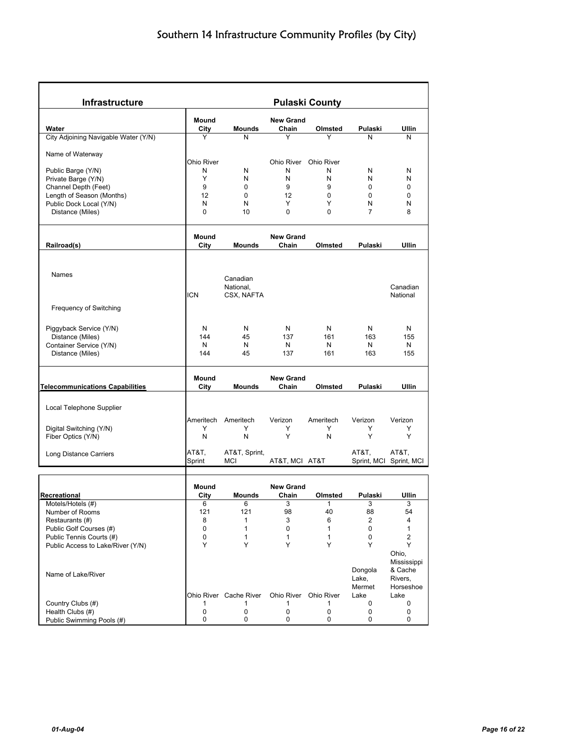# Southern 14 Infrastructure Community Profiles (by City)

| Infrastructure | Pulaski County | | | | | |
|---|---|---|---|---|---|---|
| **Water** | **Mound City** | **Mounds** | **New Grand Chain** | **Olmsted** | **Pulaski** | **Ullin** |
| City Adjoining Navigable Water (Y/N) | Y | N | Y | Y | N | N |
| Name of Waterway | Ohio River | | Ohio River | Ohio River | | |
| Public Barge (Y/N) | N | N | N | N | N | N |
| Private Barge (Y/N) | Y | N | N | N | N | N |
| Channel Depth (Feet) | 9 | 0 | 9 | 9 | 0 | 0 |
| Length of Season (Months) | 12 | 0 | 12 | 0 | 0 | 0 |
| Public Dock Local (Y/N) | N | N | Y | Y | N | N |
| Distance (Miles) | 0 | 10 | 0 | 0 | 7 | 8 |

| Railroad(s) | Mound City | Mounds | New Grand Chain | Olmsted | Pulaski | Ullin |
|---|---|---|---|---|---|---|
| Names | ICN | Canadian National, CSX, NAFTA | | | | Canadian National |
| Frequency of Switching | | | | | | |
| Piggyback Service (Y/N) | N | N | N | N | N | N |
| Distance (Miles) | 144 | 45 | 137 | 161 | 163 | 155 |
| Container Service (Y/N) | N | N | N | N | N | N |
| Distance (Miles) | 144 | 45 | 137 | 161 | 163 | 155 |

| Telecommunications Capabilities | Mound City | Mounds | New Grand Chain | Olmsted | Pulaski | Ullin |
|---|---|---|---|---|---|---|
| Local Telephone Supplier | Ameritech | Ameritech | Verizon | Ameritech | Verizon | Verizon |
| Digital Switching (Y/N) | Y | Y | Y | Y | Y | Y |
| Fiber Optics (Y/N) | N | N | Y | N | Y | Y |
| Long Distance Carriers | AT&T, Sprint | AT&T, Sprint, MCI | AT&T, MCI | AT&T | AT&T, Sprint, MCI | AT&T, Sprint, MCI |

| Recreational | Mound City | Mounds | New Grand Chain | Olmsted | Pulaski | Ullin |
|---|---|---|---|---|---|---|
| Motels/Hotels (#) | 6 | 6 | 3 | 1 | 3 | 3 |
| Number of Rooms | 121 | 121 | 98 | 40 | 88 | 54 |
| Restaurants (#) | 8 | 1 | 3 | 6 | 2 | 4 |
| Public Golf Courses (#) | 0 | 1 | 0 | 1 | 0 | 1 |
| Public Tennis Courts (#) | 0 | 1 | 1 | 1 | 0 | 2 |
| Public Access to Lake/River (Y/N) | Y | Y | Y | Y | Y | Y |
| Name of Lake/River | Ohio River | Cache River | Ohio River | Ohio River | Dongola Lake, Mermet Lake | Ohio, Mississippi & Cache Rivers, Horseshoe Lake |
| Country Clubs (#) | 1 | 1 | 1 | 1 | 0 | 0 |
| Health Clubs (#) | 0 | 0 | 0 | 0 | 0 | 0 |
| Public Swimming Pools (#) | 0 | 0 | 0 | 0 | 0 | 0 |

*01-Aug-04*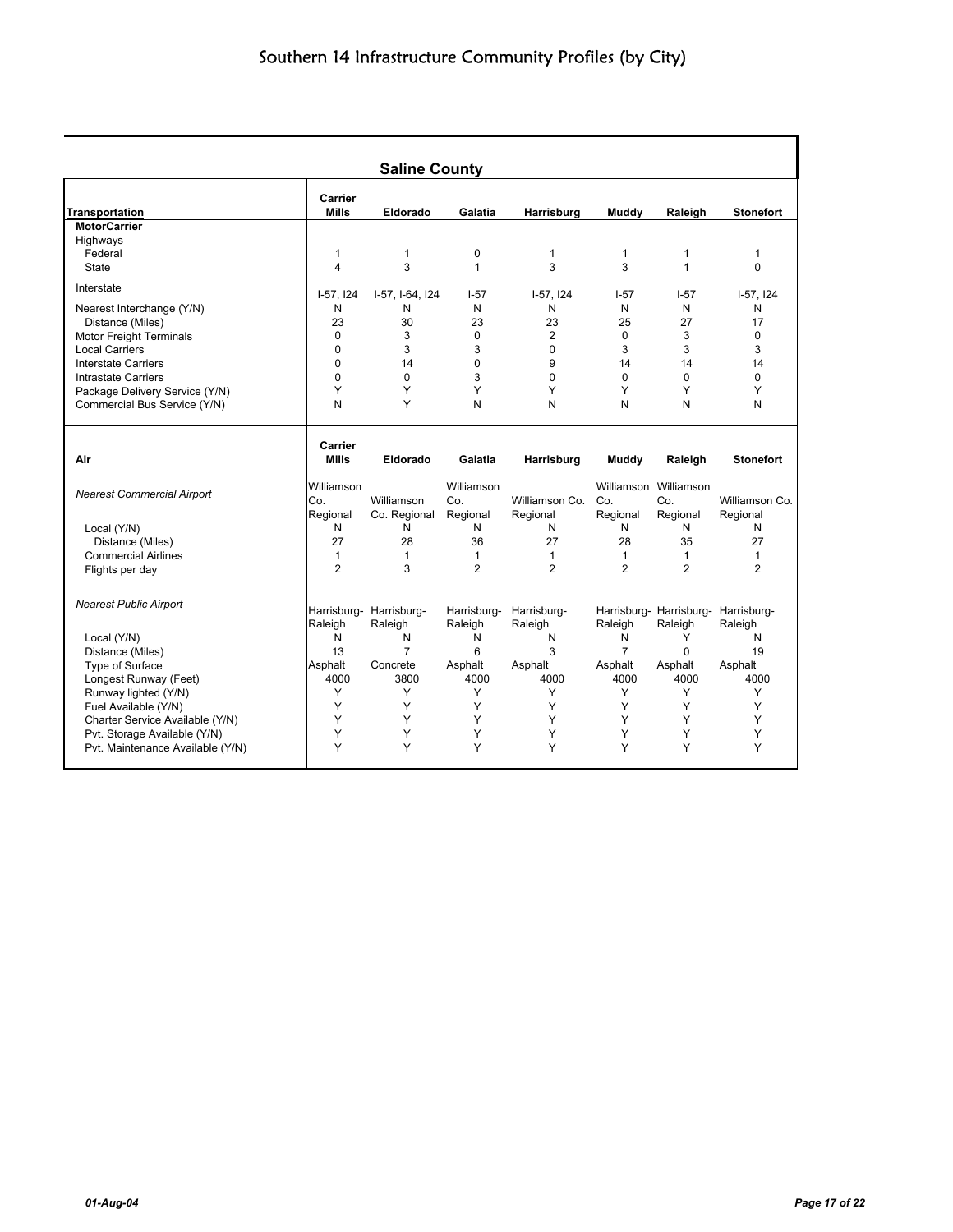# Southern 14 Infrastructure Community Profiles (by City)

## Saline County

| Transportation | Carrier Mills | Eldorado | Galatia | Harrisburg | Muddy | Raleigh | Stonefort |
|---|---|---|---|---|---|---|---|
| **MotorCarrier** | | | | | | | |
| Highways | | | | | | | |
| Federal | 1 | 1 | 0 | 1 | 1 | 1 | 1 |
| State | 4 | 3 | 1 | 3 | 3 | 1 | 0 |
| Interstate | I-57, I24 | I-57, I-64, I24 | I-57 | I-57, I24 | I-57 | I-57 | I-57, I24 |
| Nearest Interchange (Y/N) | N | N | N | N | N | N | N |
| Distance (Miles) | 23 | 30 | 23 | 23 | 25 | 27 | 17 |
| Motor Freight Terminals | 0 | 3 | 0 | 2 | 0 | 3 | 0 |
| Local Carriers | 0 | 3 | 3 | 0 | 3 | 3 | 3 |
| Interstate Carriers | 0 | 14 | 0 | 9 | 14 | 14 | 14 |
| Intrastate Carriers | 0 | 0 | 3 | 0 | 0 | 0 | 0 |
| Package Delivery Service (Y/N) | Y | Y | Y | Y | Y | Y | Y |
| Commercial Bus Service (Y/N) | N | Y | N | N | N | N | N |

| Air | Carrier Mills | Eldorado | Galatia | Harrisburg | Muddy | Raleigh | Stonefort |
|---|---|---|---|---|---|---|---|
| *Nearest Commercial Airport* | Williamson Co. Regional | Williamson Co. Regional | Williamson Co. Regional | Williamson Co. Regional | Williamson Co. Regional | Williamson Co. Regional | Williamson Co. Regional |
| Local (Y/N) | N | N | N | N | N | N | N |
| Distance (Miles) | 27 | 28 | 36 | 27 | 28 | 35 | 27 |
| Commercial Airlines | 1 | 1 | 1 | 1 | 1 | 1 | 1 |
| Flights per day | 2 | 3 | 2 | 2 | 2 | 2 | 2 |
| *Nearest Public Airport* | Harrisburg-Raleigh | Harrisburg-Raleigh | Harrisburg-Raleigh | Harrisburg-Raleigh | Harrisburg-Raleigh | Harrisburg-Raleigh | Harrisburg-Raleigh |
| Local (Y/N) | N | N | N | N | N | Y | N |
| Distance (Miles) | 13 | 7 | 6 | 3 | 7 | 0 | 19 |
| Type of Surface | Asphalt | Concrete | Asphalt | Asphalt | Asphalt | Asphalt | Asphalt |
| Longest Runway (Feet) | 4000 | 3800 | 4000 | 4000 | 4000 | 4000 | 4000 |
| Runway lighted (Y/N) | Y | Y | Y | Y | Y | Y | Y |
| Fuel Available (Y/N) | Y | Y | Y | Y | Y | Y | Y |
| Charter Service Available (Y/N) | Y | Y | Y | Y | Y | Y | Y |
| Pvt. Storage Available (Y/N) | Y | Y | Y | Y | Y | Y | Y |
| Pvt. Maintenance Available (Y/N) | Y | Y | Y | Y | Y | Y | Y |

*01-Aug-04*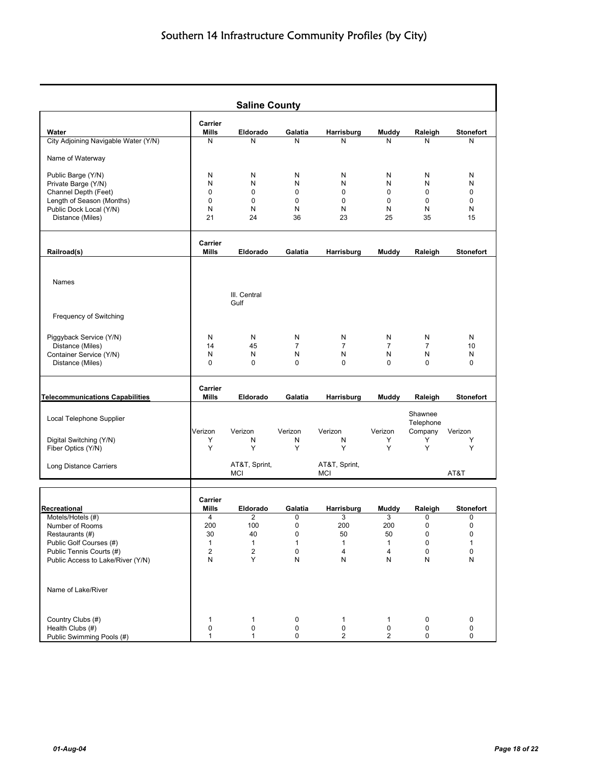# Southern 14 Infrastructure Community Profiles (by City)

## Saline County

| Water | Carrier Mills | Eldorado | Galatia | Harrisburg | Muddy | Raleigh | Stonefort |
|---|---|---|---|---|---|---|---|
| City Adjoining Navigable Water (Y/N) | N | N | N | N | N | N | N |
| Name of Waterway | | | | | | | |
| Public Barge (Y/N) | N | N | N | N | N | N | N |
| Private Barge (Y/N) | N | N | N | N | N | N | N |
| Channel Depth (Feet) | 0 | 0 | 0 | 0 | 0 | 0 | 0 |
| Length of Season (Months) | 0 | 0 | 0 | 0 | 0 | 0 | 0 |
| Public Dock Local (Y/N) | N | N | N | N | N | N | N |
| Distance (Miles) | 21 | 24 | 36 | 23 | 25 | 35 | 15 |

| Railroad(s) | Carrier Mills | Eldorado | Galatia | Harrisburg | Muddy | Raleigh | Stonefort |
|---|---|---|---|---|---|---|---|
| Names | | Ill. Central Gulf | | | | | |
| Frequency of Switching | | | | | | | |
| Piggyback Service (Y/N) | N | N | N | N | N | N | N |
| Distance (Miles) | 14 | 45 | 7 | 7 | 7 | 7 | 10 |
| Container Service (Y/N) | N | N | N | N | N | N | N |
| Distance (Miles) | 0 | 0 | 0 | 0 | 0 | 0 | 0 |

| Telecommunications Capabilities | Carrier Mills | Eldorado | Galatia | Harrisburg | Muddy | Raleigh | Stonefort |
|---|---|---|---|---|---|---|---|
| Local Telephone Supplier | Verizon | Verizon | Verizon | Verizon | Verizon | Shawnee Telephone Company | Verizon |
| Digital Switching (Y/N) | Y | N | N | N | Y | Y | Y |
| Fiber Optics (Y/N) | Y | Y | Y | Y | Y | Y | Y |
| Long Distance Carriers | | AT&T, Sprint, MCI | | AT&T, Sprint, MCI | | | AT&T |

| Recreational | Carrier Mills | Eldorado | Galatia | Harrisburg | Muddy | Raleigh | Stonefort |
|---|---|---|---|---|---|---|---|
| Motels/Hotels (#) | 4 | 2 | 0 | 3 | 3 | 0 | 0 |
| Number of Rooms | 200 | 100 | 0 | 200 | 200 | 0 | 0 |
| Restaurants (#) | 30 | 40 | 0 | 50 | 50 | 0 | 0 |
| Public Golf Courses (#) | 1 | 1 | 1 | 1 | 1 | 0 | 1 |
| Public Tennis Courts (#) | 2 | 2 | 0 | 4 | 4 | 0 | 0 |
| Public Access to Lake/River (Y/N) | N | Y | N | N | N | N | N |
| Name of Lake/River | | | | | | | |
| Country Clubs (#) | 1 | 1 | 0 | 1 | 1 | 0 | 0 |
| Health Clubs (#) | 0 | 0 | 0 | 0 | 0 | 0 | 0 |
| Public Swimming Pools (#) | 1 | 1 | 0 | 2 | 2 | 0 | 0 |

*01-Aug-04*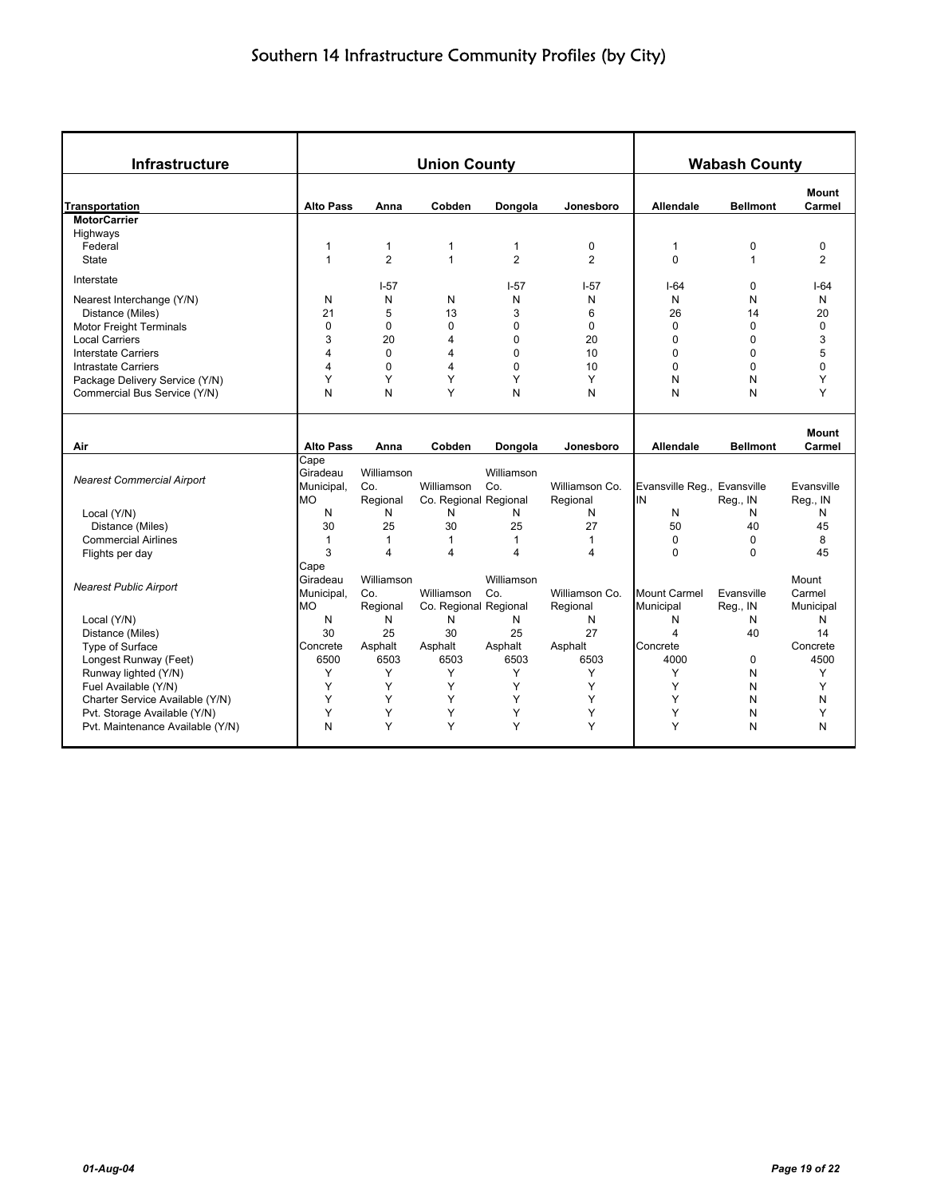# Southern 14 Infrastructure Community Profiles (by City)

| Infrastructure | Union County | | | | | Wabash County | | |
|---|---|---|---|---|---|---|---|---|
| **Transportation** | **Alto Pass** | **Anna** | **Cobden** | **Dongola** | **Jonesboro** | **Allendale** | **Bellmont** | **Mount Carmel** |
| **MotorCarrier** | | | | | | | | |
| Highways | | | | | | | | |
| Federal | 1 | 1 | 1 | 1 | 0 | 1 | 0 | 0 |
| State | 1 | 2 | 1 | 2 | 2 | 0 | 1 | 2 |
| Interstate | | I-57 | | I-57 | I-57 | I-64 | 0 | I-64 |
| Nearest Interchange (Y/N) | N | N | N | N | N | N | N | N |
| Distance (Miles) | 21 | 5 | 13 | 3 | 6 | 26 | 14 | 20 |
| Motor Freight Terminals | 0 | 0 | 0 | 0 | 0 | 0 | 0 | 0 |
| Local Carriers | 3 | 20 | 4 | 0 | 20 | 0 | 0 | 3 |
| Interstate Carriers | 4 | 0 | 4 | 0 | 10 | 0 | 0 | 5 |
| Intrastate Carriers | 4 | 0 | 4 | 0 | 10 | 0 | 0 | 0 |
| Package Delivery Service (Y/N) | Y | Y | Y | Y | Y | N | N | Y |
| Commercial Bus Service (Y/N) | N | N | Y | N | N | N | N | Y |

| Air | Alto Pass | Anna | Cobden | Dongola | Jonesboro | Allendale | Bellmont | Mount Carmel |
|---|---|---|---|---|---|---|---|---|
| *Nearest Commercial Airport* | Cape Giradeau Municipal, MO | Williamson Co. Regional | Williamson Co. Regional | Williamson Co. Regional | Williamson Co. Regional | Evansville Reg., IN | Evansville Reg., IN | Evansville Reg., IN |
| Local (Y/N) | N | N | N | N | N | N | N | N |
| Distance (Miles) | 30 | 25 | 30 | 25 | 27 | 50 | 40 | 45 |
| Commercial Airlines | 1 | 1 | 1 | 1 | 1 | 0 | 0 | 8 |
| Flights per day | 3 | 4 | 4 | 4 | 4 | 0 | 0 | 45 |
| *Nearest Public Airport* | Cape Giradeau Municipal, MO | Williamson Co. Regional | Williamson Co. Regional | Williamson Co. Regional | Williamson Co. Regional | Mount Carmel Municipal | Evansville Reg., IN | Mount Carmel Municipal |
| Local (Y/N) | N | N | N | N | N | N | N | N |
| Distance (Miles) | 30 | 25 | 30 | 25 | 27 | 4 | 40 | 14 |
| Type of Surface | Concrete | Asphalt | Asphalt | Asphalt | Asphalt | Concrete | | Concrete |
| Longest Runway (Feet) | 6500 | 6503 | 6503 | 6503 | 6503 | 4000 | 0 | 4500 |
| Runway lighted (Y/N) | Y | Y | Y | Y | Y | Y | N | Y |
| Fuel Available (Y/N) | Y | Y | Y | Y | Y | Y | N | Y |
| Charter Service Available (Y/N) | Y | Y | Y | Y | Y | Y | N | N |
| Pvt. Storage Available (Y/N) | Y | Y | Y | Y | Y | Y | N | Y |
| Pvt. Maintenance Available (Y/N) | N | Y | Y | Y | Y | Y | N | N |

*01-Aug-04*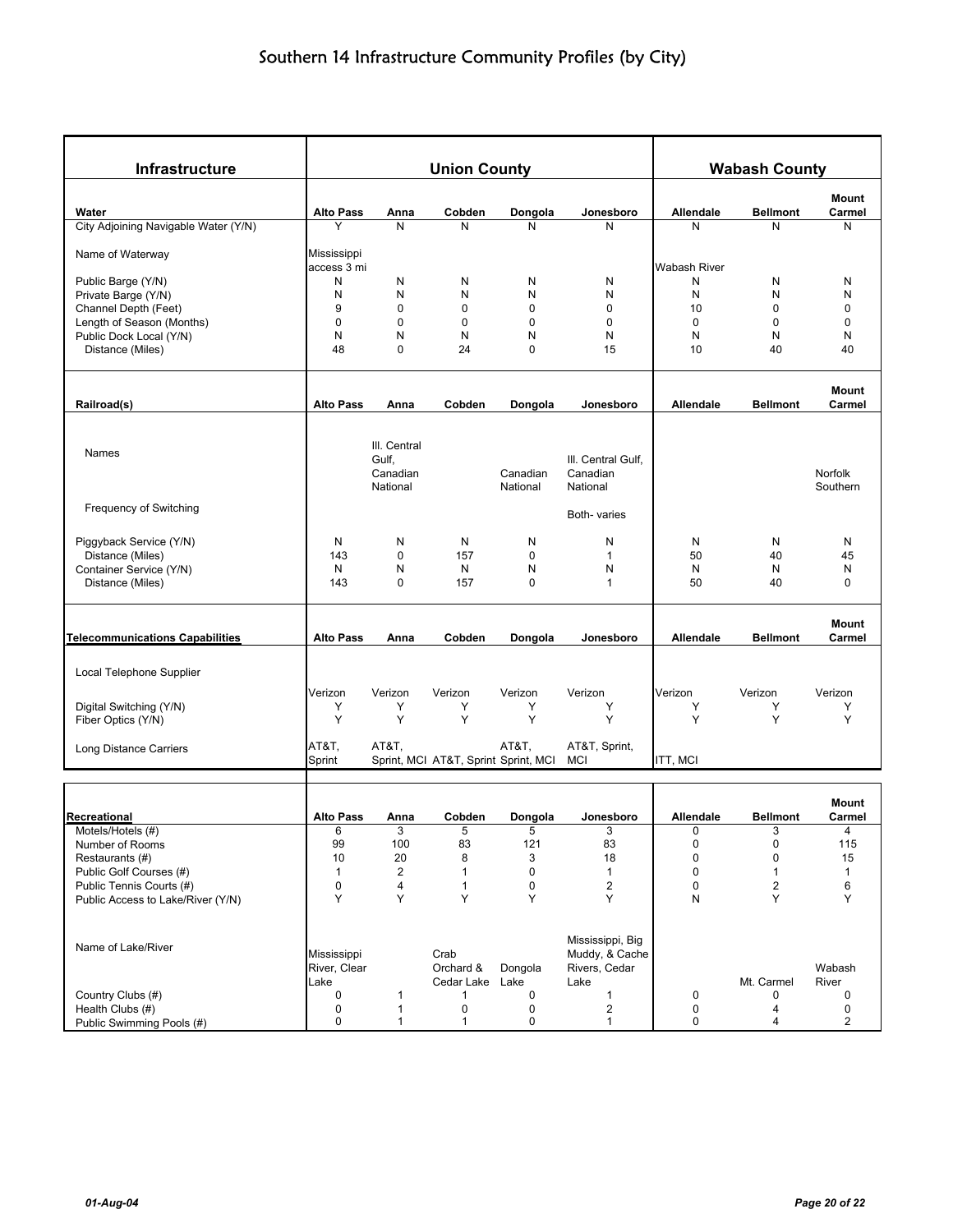# Southern 14 Infrastructure Community Profiles (by City)

| Infrastructure | Union County | | | | | Wabash County | | |
|---|---|---|---|---|---|---|---|---|
| **Water** | **Alto Pass** | **Anna** | **Cobden** | **Dongola** | **Jonesboro** | **Allendale** | **Bellmont** | **Mount Carmel** |
| City Adjoining Navigable Water (Y/N) | Y | N | N | N | N | N | N | N |
| Name of Waterway | Mississippi access 3 mi | | | | | Wabash River | | |
| Public Barge (Y/N) | N | N | N | N | N | N | N | N |
| Private Barge (Y/N) | N | N | N | N | N | N | N | N |
| Channel Depth (Feet) | 9 | 0 | 0 | 0 | 0 | 10 | 0 | 0 |
| Length of Season (Months) | 0 | 0 | 0 | 0 | 0 | 0 | 0 | 0 |
| Public Dock Local (Y/N) | N | N | N | N | N | N | N | N |
| Distance (Miles) | 48 | 0 | 24 | 0 | 15 | 10 | 40 | 40 |
| **Railroad(s)** | **Alto Pass** | **Anna** | **Cobden** | **Dongola** | **Jonesboro** | **Allendale** | **Bellmont** | **Mount Carmel** |
| Names | | Ill. Central Gulf, Canadian National | | Canadian National | Ill. Central Gulf, Canadian National | | | Norfolk Southern |
| Frequency of Switching | | | | | Both- varies | | | |
| Piggyback Service (Y/N) | N | N | N | N | N | N | N | N |
| Distance (Miles) | 143 | 0 | 157 | 0 | 1 | 50 | 40 | 45 |
| Container Service (Y/N) | N | N | N | N | N | N | N | N |
| Distance (Miles) | 143 | 0 | 157 | 0 | 1 | 50 | 40 | 0 |
| **Telecommunications Capabilities** | **Alto Pass** | **Anna** | **Cobden** | **Dongola** | **Jonesboro** | **Allendale** | **Bellmont** | **Mount Carmel** |
| Local Telephone Supplier | Verizon | Verizon | Verizon | Verizon | Verizon | Verizon | Verizon | Verizon |
| Digital Switching (Y/N) | Y | Y | Y | Y | Y | Y | Y | Y |
| Fiber Optics (Y/N) | Y | Y | Y | Y | Y | Y | Y | Y |
| Long Distance Carriers | AT&T, Sprint | AT&T, Sprint, MCI | AT&T, Sprint | AT&T, Sprint, MCI | AT&T, Sprint, MCI | ITT, MCI | | |
| **Recreational** | **Alto Pass** | **Anna** | **Cobden** | **Dongola** | **Jonesboro** | **Allendale** | **Bellmont** | **Mount Carmel** |
| Motels/Hotels (#) | 6 | 3 | 5 | 5 | 3 | 0 | 3 | 4 |
| Number of Rooms | 99 | 100 | 83 | 121 | 83 | 0 | 0 | 115 |
| Restaurants (#) | 10 | 20 | 8 | 3 | 18 | 0 | 0 | 15 |
| Public Golf Courses (#) | 1 | 2 | 1 | 0 | 1 | 0 | 1 | 1 |
| Public Tennis Courts (#) | 0 | 4 | 1 | 0 | 2 | 0 | 2 | 6 |
| Public Access to Lake/River (Y/N) | Y | Y | Y | Y | Y | N | Y | Y |
| Name of Lake/River | Mississippi River, Clear Lake | | Crab Orchard & Cedar Lake | Dongola Lake | Mississippi, Big Muddy, & Cache Rivers, Cedar Lake | | Mt. Carmel | Wabash River |
| Country Clubs (#) | 0 | 1 | 1 | 0 | 1 | 0 | 0 | 0 |
| Health Clubs (#) | 0 | 1 | 0 | 0 | 2 | 0 | 4 | 0 |
| Public Swimming Pools (#) | 0 | 1 | 1 | 0 | 1 | 0 | 4 | 2 |

01-Aug-04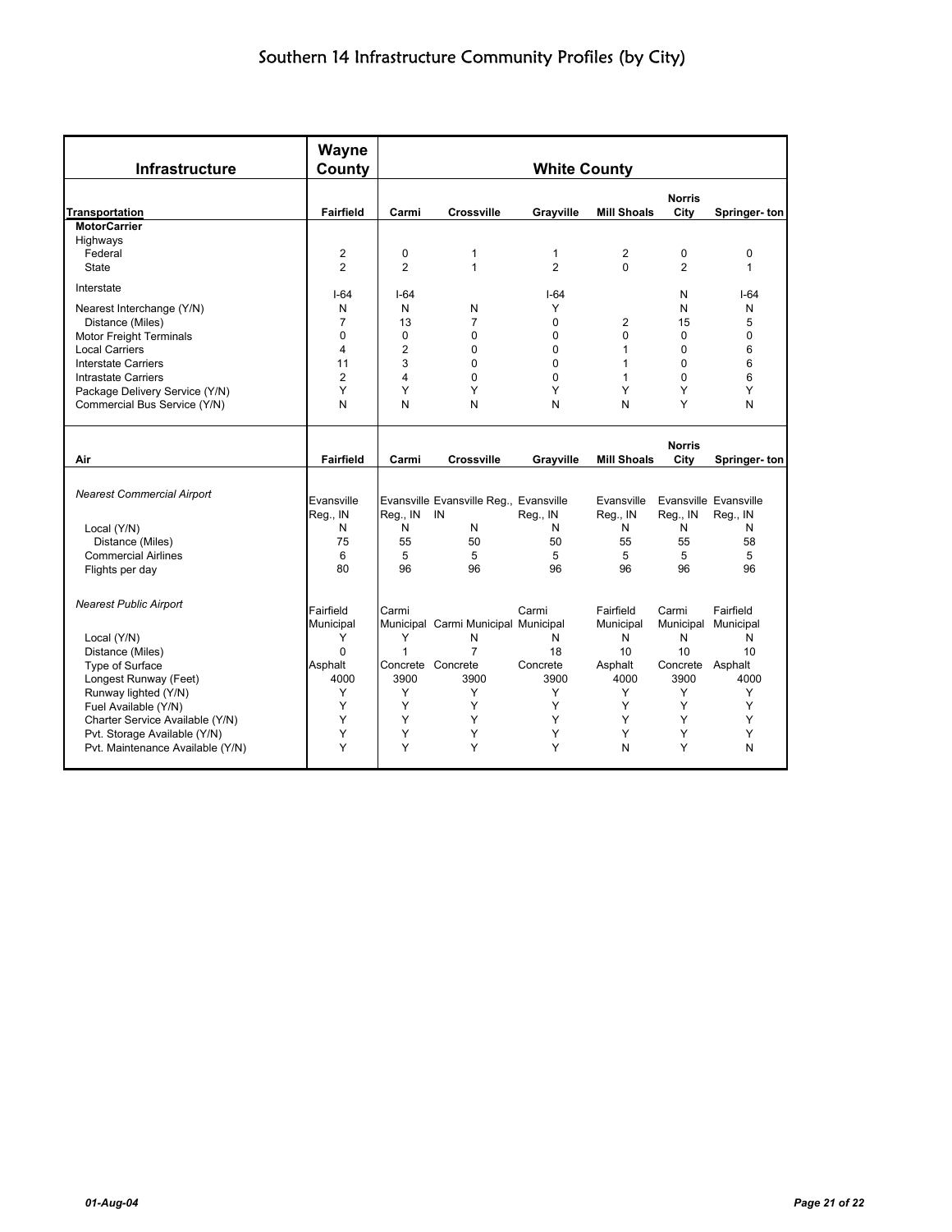# Southern 14 Infrastructure Community Profiles (by City)

| Infrastructure | Wayne County | White County | | | | | |
|---|---|---|---|---|---|---|---|
| **Transportation** | **Fairfield** | **Carmi** | **Crossville** | **Grayville** | **Mill Shoals** | **Norris City** | **Springer- ton** |
| **MotorCarrier** | | | | | | | |
| Highways | | | | | | | |
| Federal | 2 | 0 | 1 | 1 | 2 | 0 | 0 |
| State | 2 | 2 | 1 | 2 | 0 | 2 | 1 |
| Interstate | I-64 | I-64 | | I-64 | | N | I-64 |
| Nearest Interchange (Y/N) | N | N | N | Y | | N | N |
| Distance (Miles) | 7 | 13 | 7 | 0 | 2 | 15 | 5 |
| Motor Freight Terminals | 0 | 0 | 0 | 0 | 0 | 0 | 0 |
| Local Carriers | 4 | 2 | 0 | 0 | 1 | 0 | 6 |
| Interstate Carriers | 11 | 3 | 0 | 0 | 1 | 0 | 6 |
| Intrastate Carriers | 2 | 4 | 0 | 0 | 1 | 0 | 6 |
| Package Delivery Service (Y/N) | Y | Y | Y | Y | Y | Y | Y |
| Commercial Bus Service (Y/N) | N | N | N | N | N | Y | N |
| **Air** | **Fairfield** | **Carmi** | **Crossville** | **Grayville** | **Mill Shoals** | **Norris City** | **Springer- ton** |
| *Nearest Commercial Airport* | Evansville Reg., IN | Evansville Reg., IN | Evansville Reg., IN | Evansville Reg., IN | Evansville Reg., IN | Evansville Reg., IN | Evansville Reg., IN |
| Local (Y/N) | N | N | N | N | N | N | N |
| Distance (Miles) | 75 | 55 | 50 | 50 | 55 | 55 | 58 |
| Commercial Airlines | 6 | 5 | 5 | 5 | 5 | 5 | 5 |
| Flights per day | 80 | 96 | 96 | 96 | 96 | 96 | 96 |
| *Nearest Public Airport* | Fairfield Municipal | Carmi Municipal | Carmi Municipal | Carmi Municipal | Fairfield Municipal | Carmi Municipal | Fairfield Municipal |
| Local (Y/N) | Y | Y | N | N | N | N | N |
| Distance (Miles) | 0 | 1 | 7 | 18 | 10 | 10 | 10 |
| Type of Surface | Asphalt | Concrete | Concrete | Concrete | Asphalt | Concrete | Asphalt |
| Longest Runway (Feet) | 4000 | 3900 | 3900 | 3900 | 4000 | 3900 | 4000 |
| Runway lighted (Y/N) | Y | Y | Y | Y | Y | Y | Y |
| Fuel Available (Y/N) | Y | Y | Y | Y | Y | Y | Y |
| Charter Service Available (Y/N) | Y | Y | Y | Y | Y | Y | Y |
| Pvt. Storage Available (Y/N) | Y | Y | Y | Y | Y | Y | Y |
| Pvt. Maintenance Available (Y/N) | Y | Y | Y | Y | N | Y | N |

01-Aug-04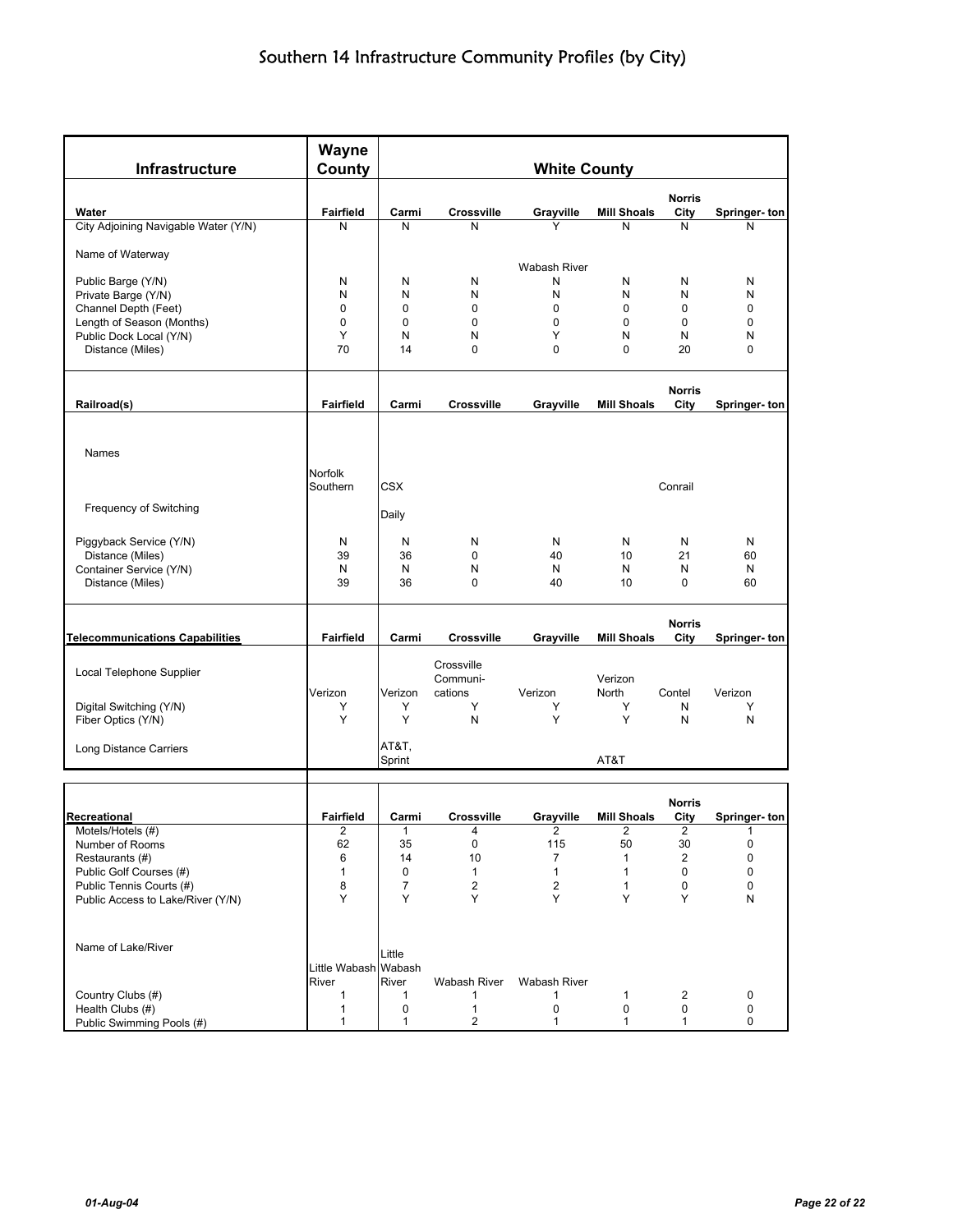# Southern 14 Infrastructure Community Profiles (by City)

| Infrastructure | Wayne County | White County | | | | | |
|---|---|---|---|---|---|---|---|
| **Water** | **Fairfield** | **Carmi** | **Crossville** | **Grayville** | **Mill Shoals** | **Norris City** | **Springer- ton** |
| City Adjoining Navigable Water (Y/N) | N | N | N | Y | N | N | N |
| Name of Waterway | | | | Wabash River | | | |
| Public Barge (Y/N) | N | N | N | N | N | N | N |
| Private Barge (Y/N) | N | N | N | N | N | N | N |
| Channel Depth (Feet) | 0 | 0 | 0 | 0 | 0 | 0 | 0 |
| Length of Season (Months) | 0 | 0 | 0 | 0 | 0 | 0 | 0 |
| Public Dock Local (Y/N) | Y | N | N | Y | N | N | N |
| Distance (Miles) | 70 | 14 | 0 | 0 | 0 | 20 | 0 |
| **Railroad(s)** | **Fairfield** | **Carmi** | **Crossville** | **Grayville** | **Mill Shoals** | **Norris City** | **Springer- ton** |
| Names | Norfolk Southern | CSX | | | | Conrail | |
| Frequency of Switching | | Daily | | | | | |
| Piggyback Service (Y/N) | N | N | N | N | N | N | N |
| Distance (Miles) | 39 | 36 | 0 | 40 | 10 | 21 | 60 |
| Container Service (Y/N) | N | N | N | N | N | N | N |
| Distance (Miles) | 39 | 36 | 0 | 40 | 10 | 0 | 60 |
| **Telecommunications Capabilities** | **Fairfield** | **Carmi** | **Crossville** | **Grayville** | **Mill Shoals** | **Norris City** | **Springer- ton** |
| Local Telephone Supplier | Verizon | Verizon | Crossville Communi- cations | Verizon | Verizon North | Contel | Verizon |
| Digital Switching (Y/N) | Y | Y | Y | Y | Y | N | Y |
| Fiber Optics (Y/N) | Y | Y | N | Y | Y | N | N |
| Long Distance Carriers | | AT&T, Sprint | | | AT&T | | |
| **Recreational** | **Fairfield** | **Carmi** | **Crossville** | **Grayville** | **Mill Shoals** | **Norris City** | **Springer- ton** |
| Motels/Hotels (#) | 2 | 1 | 4 | 2 | 2 | 2 | 1 |
| Number of Rooms | 62 | 35 | 0 | 115 | 50 | 30 | 0 |
| Restaurants (#) | 6 | 14 | 10 | 7 | 1 | 2 | 0 |
| Public Golf Courses (#) | 1 | 0 | 1 | 1 | 1 | 0 | 0 |
| Public Tennis Courts (#) | 8 | 7 | 2 | 2 | 1 | 0 | 0 |
| Public Access to Lake/River (Y/N) | Y | Y | Y | Y | Y | Y | N |
| Name of Lake/River | Little Wabash River | Little Wabash River | Wabash River | Wabash River | | | |
| Country Clubs (#) | 1 | 1 | 1 | 1 | 1 | 2 | 0 |
| Health Clubs (#) | 1 | 0 | 1 | 0 | 0 | 0 | 0 |
| Public Swimming Pools (#) | 1 | 1 | 2 | 1 | 1 | 1 | 0 |

*01-Aug-04*